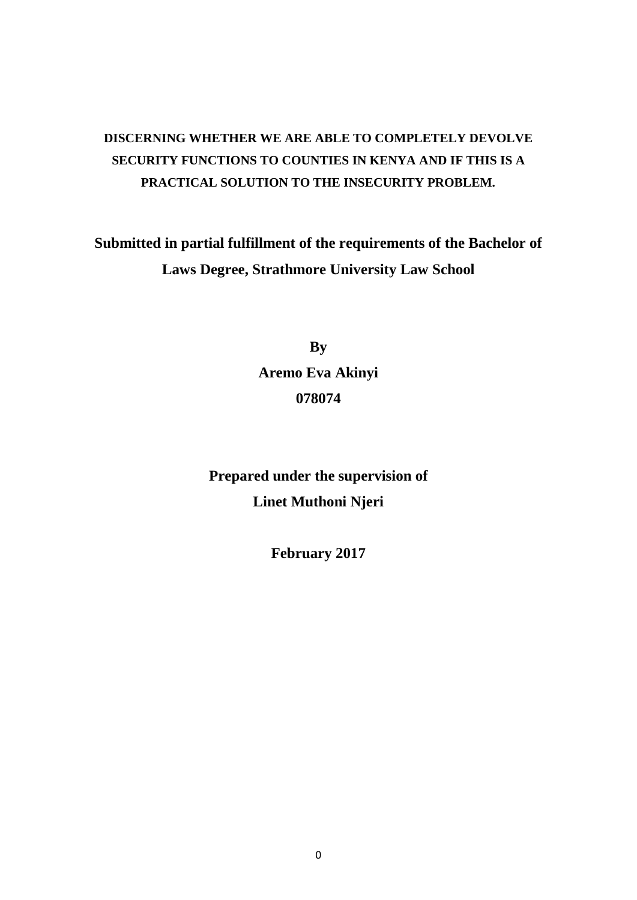# DISCERNING WHETHER WE ARE ABLE TO COMPLETELY DEVOLVE SECURITY FUNCTIONS TO COUNTIES IN KENYA AND IF THIS IS A PRACTICAL SOLUTION TO THE INSECURITY PROBLEM.

**Submitted in partial fulfillment of the requirements of the Bachelor of Laws Degree, Strathmore University Law School**

**By**

**Aremo Eva Akinyi**

**078074**

**Prepared under the supervision of**

**Linet Muthoni Njeri**

**February 2017**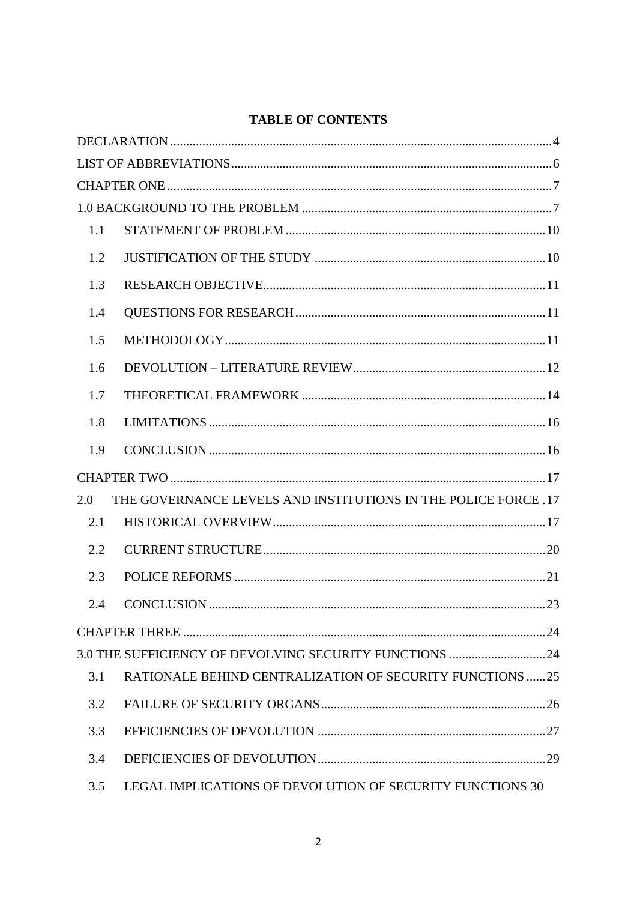# TABLE OF CONTENTS

DECLARATION ........................................................................................................... 4

LIST OF ABBREVIATIONS ........................................................................................ 6

CHAPTER ONE .......................................................................................................... 7

1.0 BACKGROUND TO THE PROBLEM ................................................................. 7

- 1.1 STATEMENT OF PROBLEM ......................................................................... 10
- 1.2 JUSTIFICATION OF THE STUDY ................................................................ 10
- 1.3 RESEARCH OBJECTIVE ............................................................................... 11
- 1.4 QUESTIONS FOR RESEARCH ..................................................................... 11
- 1.5 METHODOLOGY ............................................................................................ 11
- 1.6 DEVOLUTION – LITERATURE REVIEW ..................................................... 12
- 1.7 THEORETICAL FRAMEWORK .................................................................... 14
- 1.8 LIMITATIONS ................................................................................................. 16
- 1.9 CONCLUSION ................................................................................................. 16

CHAPTER TWO ........................................................................................................ 17

2.0 THE GOVERNANCE LEVELS AND INSTITUTIONS IN THE POLICE FORCE . 17

- 2.1 HISTORICAL OVERVIEW ............................................................................. 17
- 2.2 CURRENT STRUCTURE ................................................................................ 20
- 2.3 POLICE REFORMS ......................................................................................... 21
- 2.4 CONCLUSION ................................................................................................. 23

CHAPTER THREE .................................................................................................... 24

3.0 THE SUFFICIENCY OF DEVOLVING SECURITY FUNCTIONS ..................... 24

- 3.1 RATIONALE BEHIND CENTRALIZATION OF SECURITY FUNCTIONS ...... 25
- 3.2 FAILURE OF SECURITY ORGANS ............................................................... 26
- 3.3 EFFICIENCIES OF DEVOLUTION ................................................................ 27
- 3.4 DEFICIENCIES OF DEVOLUTION ................................................................ 29
- 3.5 LEGAL IMPLICATIONS OF DEVOLUTION OF SECURITY FUNCTIONS 30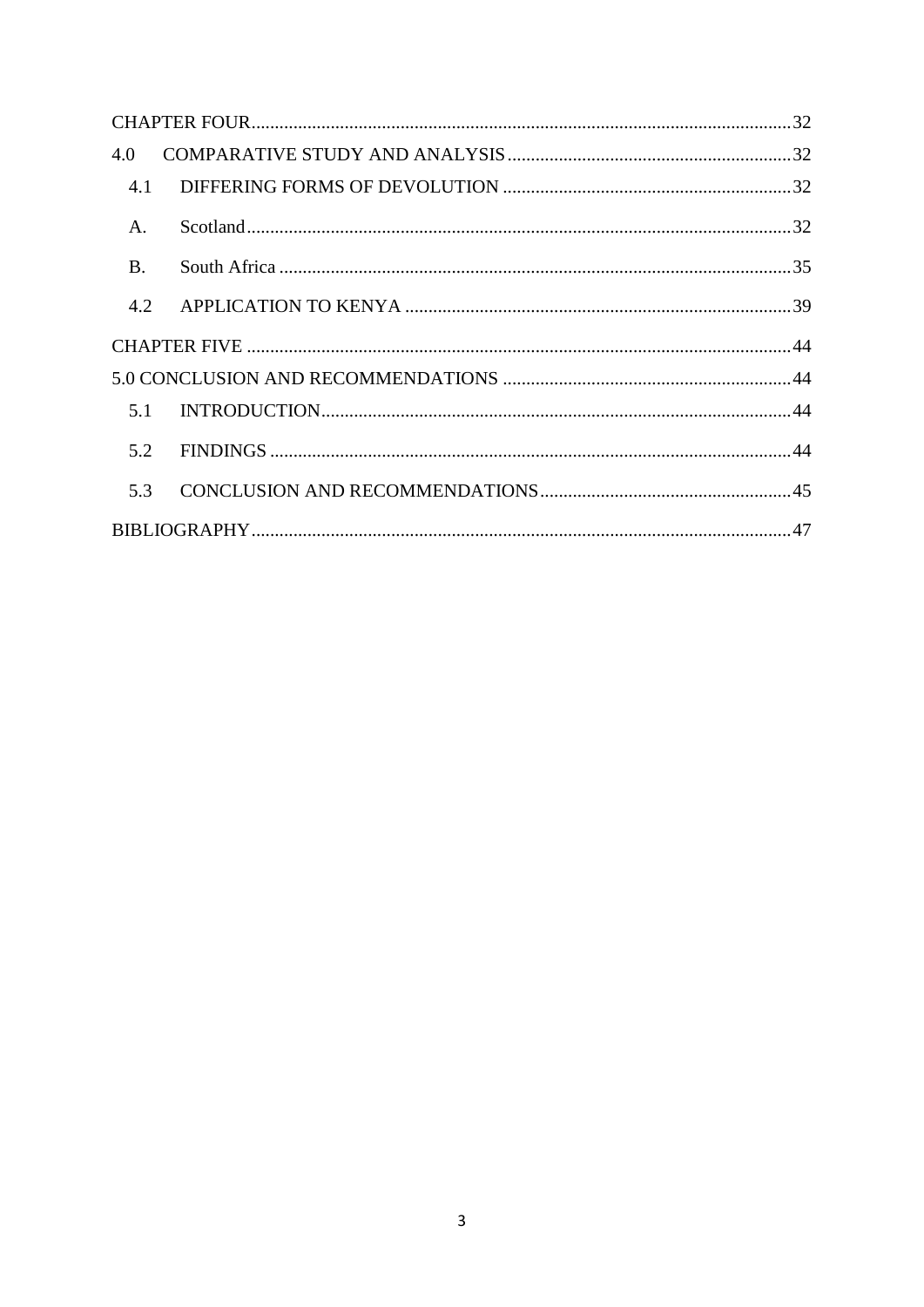CHAPTER FOUR .......... 32

4.0 COMPARATIVE STUDY AND ANALYSIS .......... 32

4.1 DIFFERING FORMS OF DEVOLUTION .......... 32

A. Scotland .......... 32

B. South Africa .......... 35

4.2 APPLICATION TO KENYA .......... 39

CHAPTER FIVE .......... 44

5.0 CONCLUSION AND RECOMMENDATIONS .......... 44

5.1 INTRODUCTION .......... 44

5.2 FINDINGS .......... 44

5.3 CONCLUSION AND RECOMMENDATIONS .......... 45

BIBLIOGRAPHY .......... 47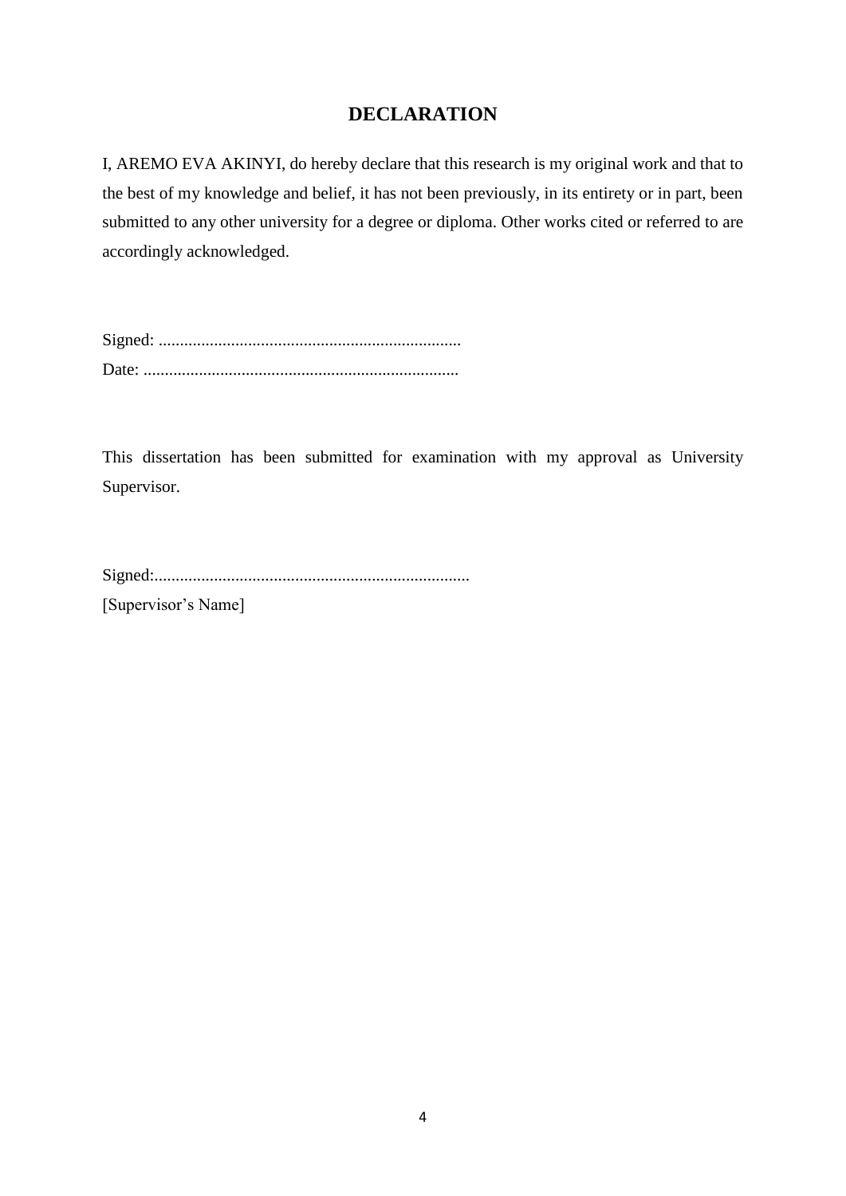# DECLARATION

I, AREMO EVA AKINYI, do hereby declare that this research is my original work and that to the best of my knowledge and belief, it has not been previously, in its entirety or in part, been submitted to any other university for a degree or diploma. Other works cited or referred to are accordingly acknowledged.

Signed: .......................................................................

Date: ..........................................................................

This dissertation has been submitted for examination with my approval as University Supervisor.

Signed:..........................................................................

[Supervisor's Name]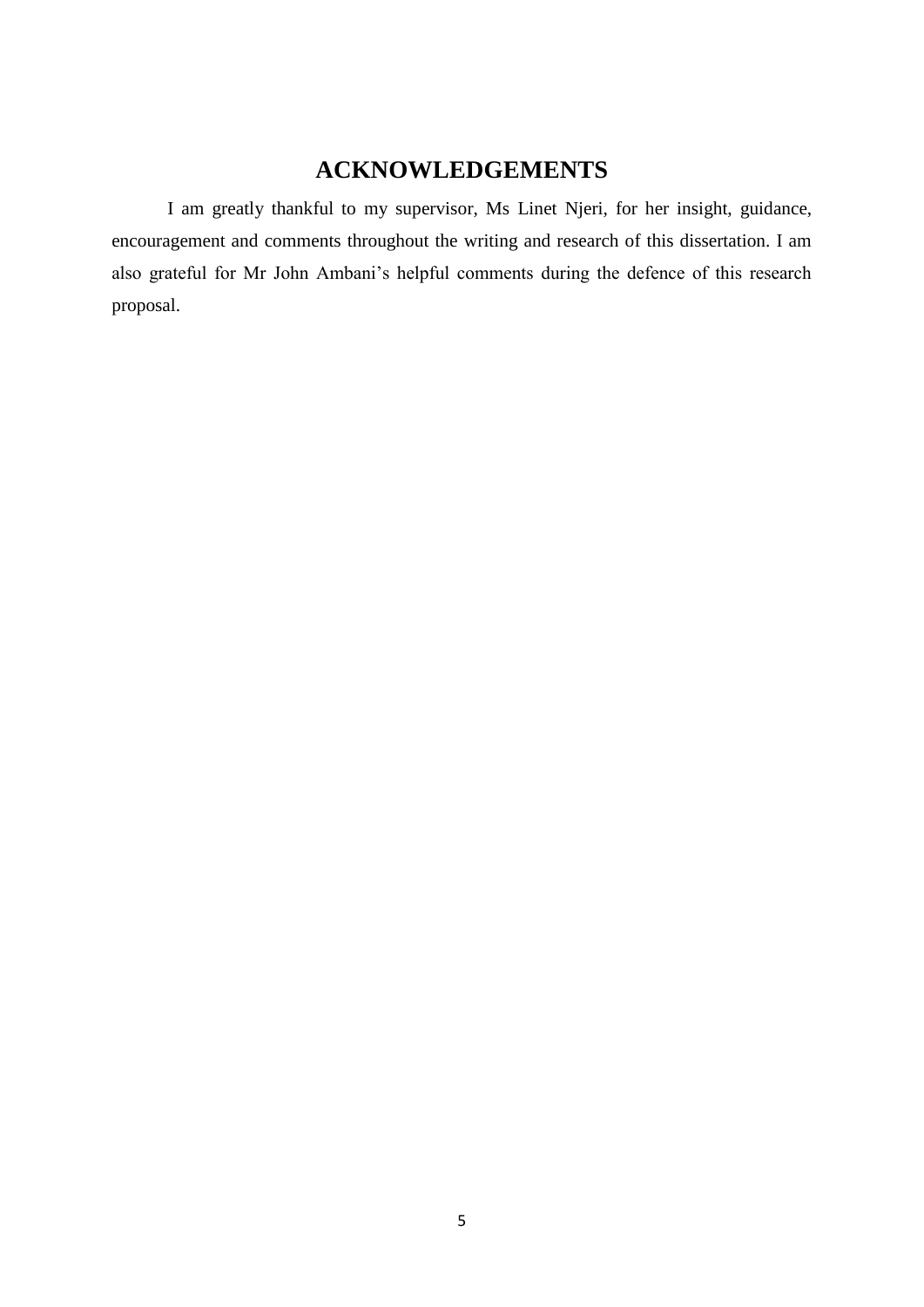# ACKNOWLEDGEMENTS

I am greatly thankful to my supervisor, Ms Linet Njeri, for her insight, guidance, encouragement and comments throughout the writing and research of this dissertation. I am also grateful for Mr John Ambani's helpful comments during the defence of this research proposal.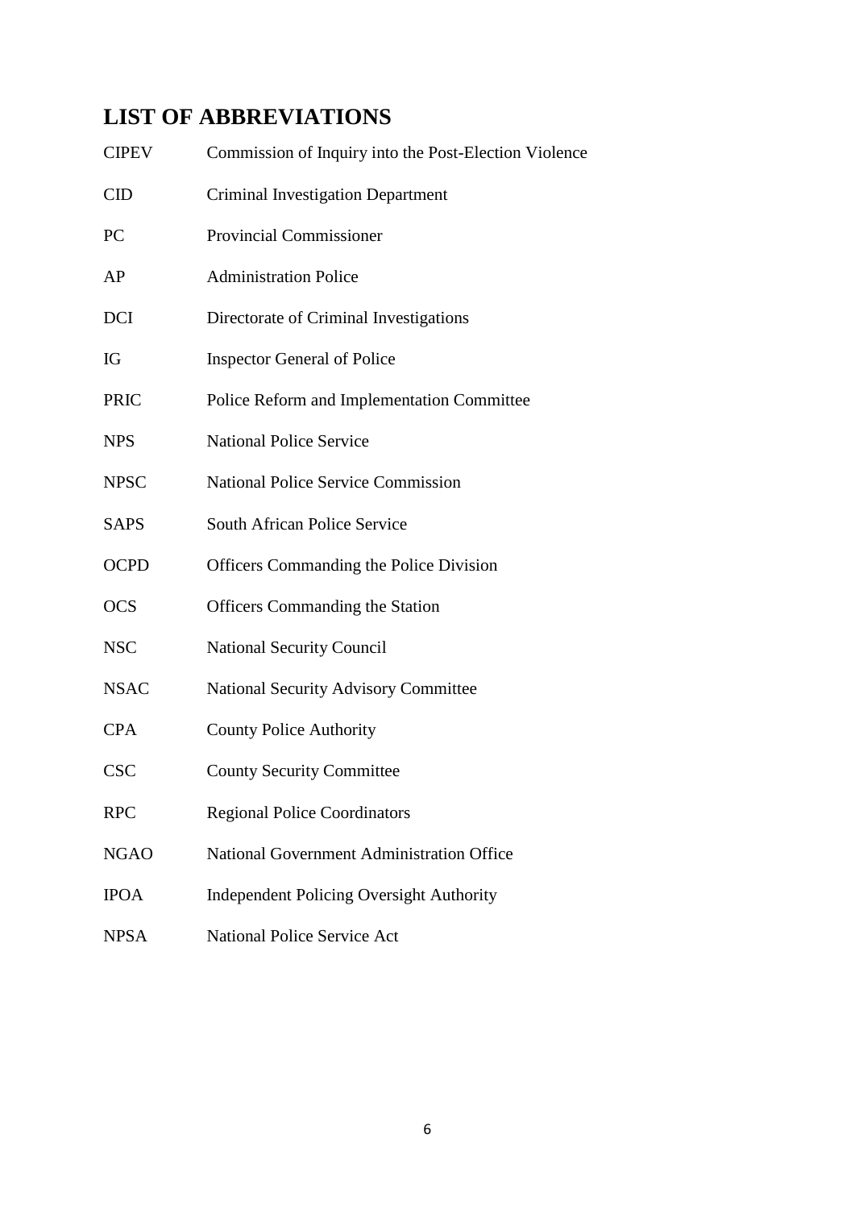## LIST OF ABBREVIATIONS

| | |
|---|---|
| CIPEV | Commission of Inquiry into the Post-Election Violence |
| CID | Criminal Investigation Department |
| PC | Provincial Commissioner |
| AP | Administration Police |
| DCI | Directorate of Criminal Investigations |
| IG | Inspector General of Police |
| PRIC | Police Reform and Implementation Committee |
| NPS | National Police Service |
| NPSC | National Police Service Commission |
| SAPS | South African Police Service |
| OCPD | Officers Commanding the Police Division |
| OCS | Officers Commanding the Station |
| NSC | National Security Council |
| NSAC | National Security Advisory Committee |
| CPA | County Police Authority |
| CSC | County Security Committee |
| RPC | Regional Police Coordinators |
| NGAO | National Government Administration Office |
| IPOA | Independent Policing Oversight Authority |
| NPSA | National Police Service Act |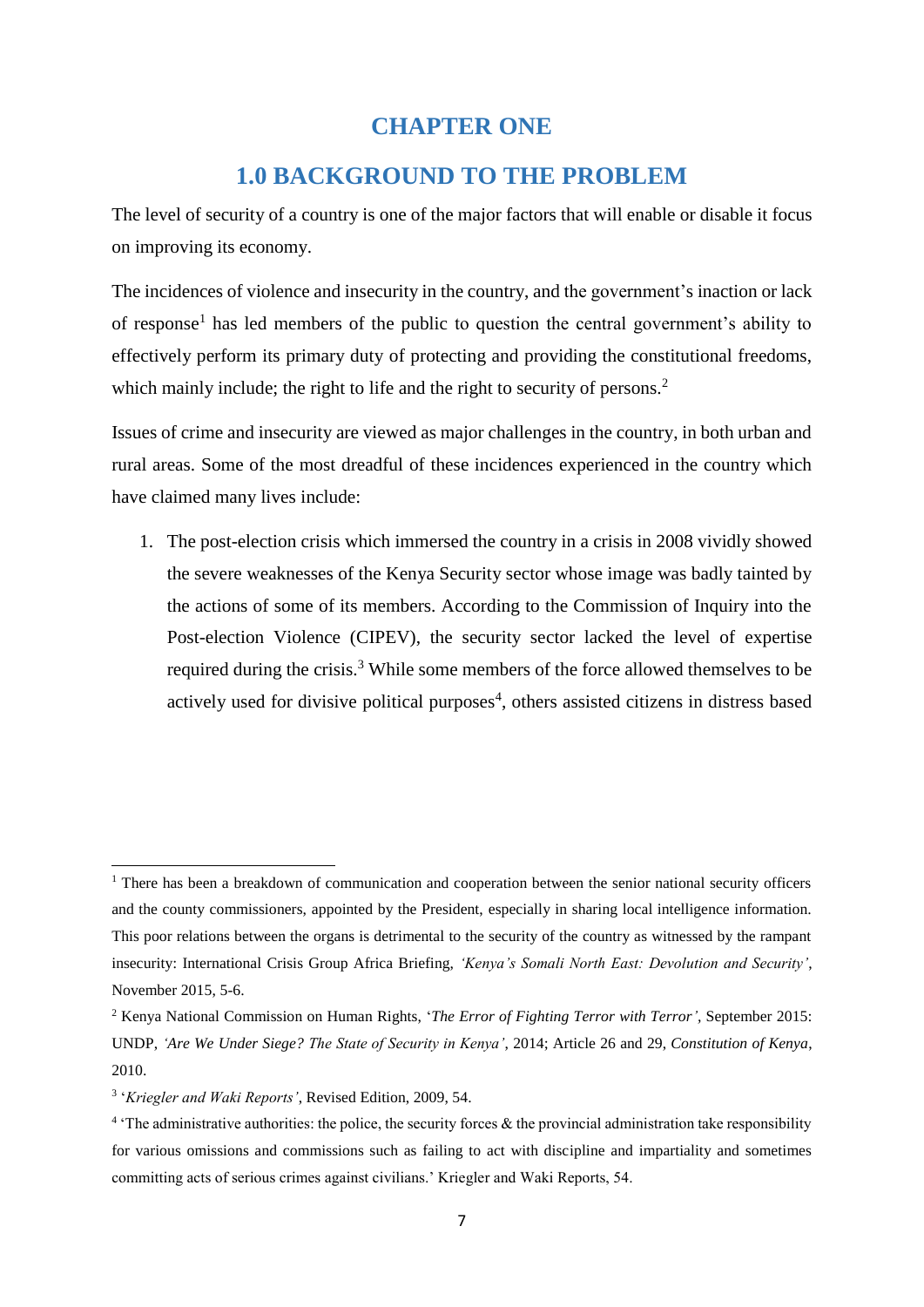# CHAPTER ONE

## 1.0 BACKGROUND TO THE PROBLEM

The level of security of a country is one of the major factors that will enable or disable it focus on improving its economy.

The incidences of violence and insecurity in the country, and the government's inaction or lack of response[1] has led members of the public to question the central government's ability to effectively perform its primary duty of protecting and providing the constitutional freedoms, which mainly include; the right to life and the right to security of persons.[2]

Issues of crime and insecurity are viewed as major challenges in the country, in both urban and rural areas. Some of the most dreadful of these incidences experienced in the country which have claimed many lives include:

1. The post-election crisis which immersed the country in a crisis in 2008 vividly showed the severe weaknesses of the Kenya Security sector whose image was badly tainted by the actions of some of its members. According to the Commission of Inquiry into the Post-election Violence (CIPEV), the security sector lacked the level of expertise required during the crisis.[3] While some members of the force allowed themselves to be actively used for divisive political purposes[4], others assisted citizens in distress based

---

[1] There has been a breakdown of communication and cooperation between the senior national security officers and the county commissioners, appointed by the President, especially in sharing local intelligence information. This poor relations between the organs is detrimental to the security of the country as witnessed by the rampant insecurity: International Crisis Group Africa Briefing, *'Kenya's Somali North East: Devolution and Security'*, November 2015, 5-6.

[2] Kenya National Commission on Human Rights, '*The Error of Fighting Terror with Terror'*, September 2015: UNDP, *'Are We Under Siege? The State of Security in Kenya'*, 2014; Article 26 and 29, *Constitution of Kenya*, 2010.

[3] '*Kriegler and Waki Reports'*, Revised Edition, 2009, 54.

[4] 'The administrative authorities: the police, the security forces & the provincial administration take responsibility for various omissions and commissions such as failing to act with discipline and impartiality and sometimes committing acts of serious crimes against civilians.' Kriegler and Waki Reports, 54.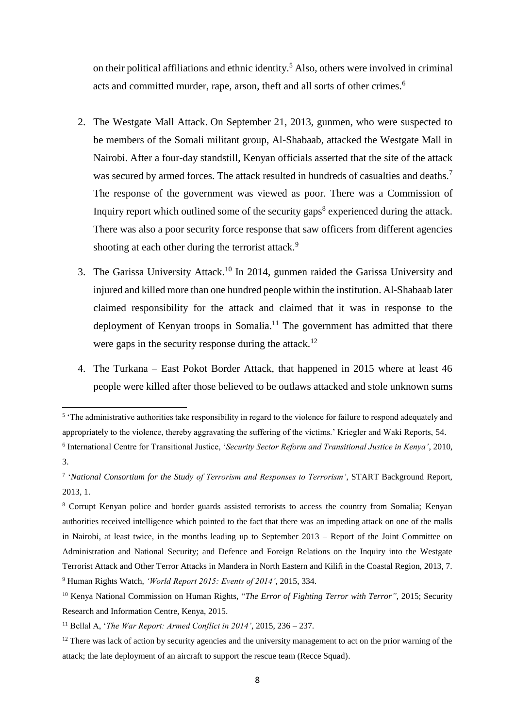on their political affiliations and ethnic identity.[5] Also, others were involved in criminal acts and committed murder, rape, arson, theft and all sorts of other crimes.[6]

2. The Westgate Mall Attack. On September 21, 2013, gunmen, who were suspected to be members of the Somali militant group, Al-Shabaab, attacked the Westgate Mall in Nairobi. After a four-day standstill, Kenyan officials asserted that the site of the attack was secured by armed forces. The attack resulted in hundreds of casualties and deaths.[7] The response of the government was viewed as poor. There was a Commission of Inquiry report which outlined some of the security gaps[8] experienced during the attack. There was also a poor security force response that saw officers from different agencies shooting at each other during the terrorist attack.[9]
3. The Garissa University Attack.[10] In 2014, gunmen raided the Garissa University and injured and killed more than one hundred people within the institution. Al-Shabaab later claimed responsibility for the attack and claimed that it was in response to the deployment of Kenyan troops in Somalia.[11] The government has admitted that there were gaps in the security response during the attack.[12]
4. The Turkana – East Pokot Border Attack, that happened in 2015 where at least 46 people were killed after those believed to be outlaws attacked and stole unknown sums

---

[5] 'The administrative authorities take responsibility in regard to the violence for failure to respond adequately and appropriately to the violence, thereby aggravating the suffering of the victims.' Kriegler and Waki Reports, 54.

[6] International Centre for Transitional Justice, '*Security Sector Reform and Transitional Justice in Kenya'*, 2010, 3.

[7] '*National Consortium for the Study of Terrorism and Responses to Terrorism'*, START Background Report, 2013, 1.

[8] Corrupt Kenyan police and border guards assisted terrorists to access the country from Somalia; Kenyan authorities received intelligence which pointed to the fact that there was an impeding attack on one of the malls in Nairobi, at least twice, in the months leading up to September 2013 – Report of the Joint Committee on Administration and National Security; and Defence and Foreign Relations on the Inquiry into the Westgate Terrorist Attack and Other Terror Attacks in Mandera in North Eastern and Kilifi in the Coastal Region, 2013, 7.

[9] Human Rights Watch, *'World Report 2015: Events of 2014'*, 2015, 334.

[10] Kenya National Commission on Human Rights, "*The Error of Fighting Terror with Terror"*, 2015; Security Research and Information Centre, Kenya, 2015.

[11] Bellal A, '*The War Report: Armed Conflict in 2014'*, 2015, 236 – 237.

[12] There was lack of action by security agencies and the university management to act on the prior warning of the attack; the late deployment of an aircraft to support the rescue team (Recce Squad).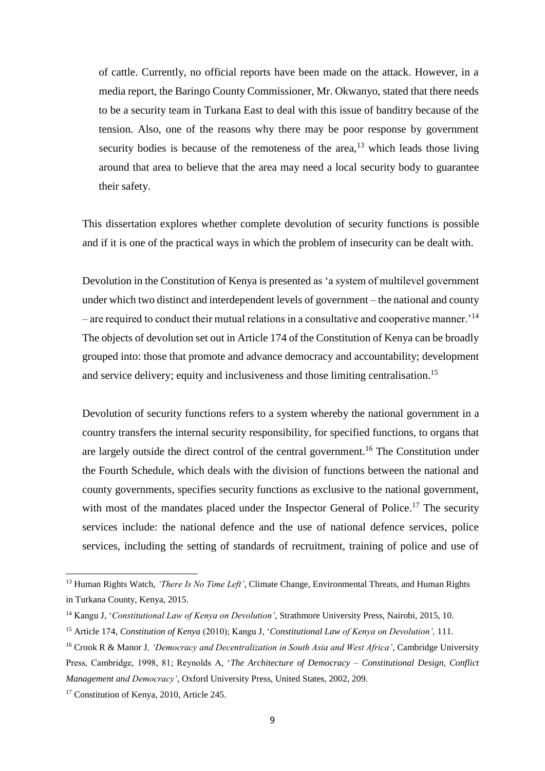of cattle. Currently, no official reports have been made on the attack. However, in a media report, the Baringo County Commissioner, Mr. Okwanyo, stated that there needs to be a security team in Turkana East to deal with this issue of banditry because of the tension. Also, one of the reasons why there may be poor response by government security bodies is because of the remoteness of the area,[13] which leads those living around that area to believe that the area may need a local security body to guarantee their safety.

This dissertation explores whether complete devolution of security functions is possible and if it is one of the practical ways in which the problem of insecurity can be dealt with.

Devolution in the Constitution of Kenya is presented as 'a system of multilevel government under which two distinct and interdependent levels of government – the national and county – are required to conduct their mutual relations in a consultative and cooperative manner.'[14] The objects of devolution set out in Article 174 of the Constitution of Kenya can be broadly grouped into: those that promote and advance democracy and accountability; development and service delivery; equity and inclusiveness and those limiting centralisation.[15]

Devolution of security functions refers to a system whereby the national government in a country transfers the internal security responsibility, for specified functions, to organs that are largely outside the direct control of the central government.[16] The Constitution under the Fourth Schedule, which deals with the division of functions between the national and county governments, specifies security functions as exclusive to the national government, with most of the mandates placed under the Inspector General of Police.[17] The security services include: the national defence and the use of national defence services, police services, including the setting of standards of recruitment, training of police and use of

---

[13] Human Rights Watch, *'There Is No Time Left'*, Climate Change, Environmental Threats, and Human Rights in Turkana County, Kenya, 2015.

[14] Kangu J, '*Constitutional Law of Kenya on Devolution'*, Strathmore University Press, Nairobi, 2015, 10.

[15] Article 174, *Constitution of Kenya* (2010); Kangu J, '*Constitutional Law of Kenya on Devolution',* 111.

[16] Crook R & Manor J*, 'Democracy and Decentralization in South Asia and West Africa'*, Cambridge University Press, Cambridge, 1998, 81; Reynolds A, '*The Architecture of Democracy – Constitutional Design, Conflict Management and Democracy'*, Oxford University Press, United States, 2002, 209.

[17] Constitution of Kenya, 2010, Article 245.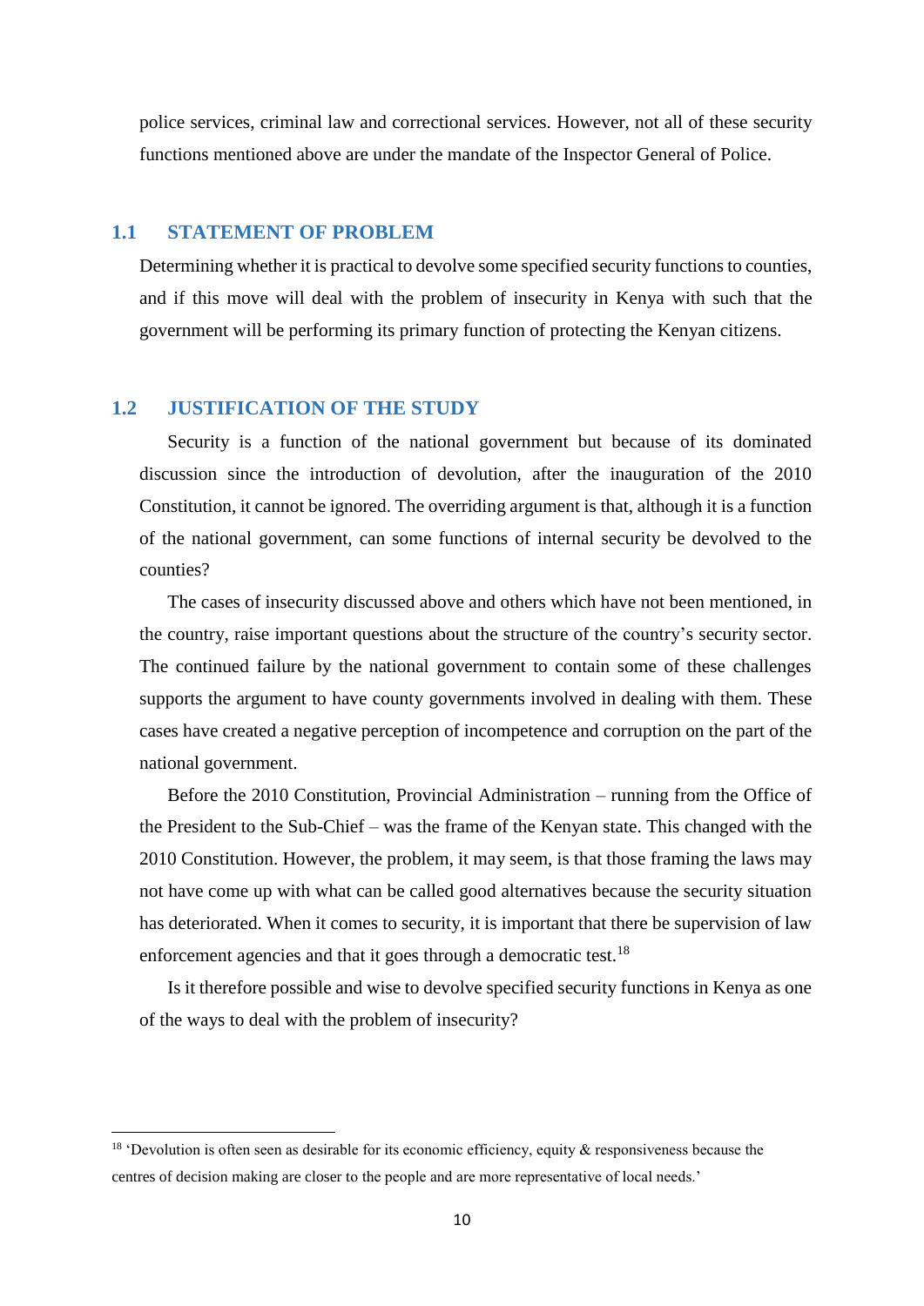police services, criminal law and correctional services. However, not all of these security functions mentioned above are under the mandate of the Inspector General of Police.

## 1.1 STATEMENT OF PROBLEM

Determining whether it is practical to devolve some specified security functions to counties, and if this move will deal with the problem of insecurity in Kenya with such that the government will be performing its primary function of protecting the Kenyan citizens.

## 1.2 JUSTIFICATION OF THE STUDY

Security is a function of the national government but because of its dominated discussion since the introduction of devolution, after the inauguration of the 2010 Constitution, it cannot be ignored. The overriding argument is that, although it is a function of the national government, can some functions of internal security be devolved to the counties?

The cases of insecurity discussed above and others which have not been mentioned, in the country, raise important questions about the structure of the country's security sector. The continued failure by the national government to contain some of these challenges supports the argument to have county governments involved in dealing with them. These cases have created a negative perception of incompetence and corruption on the part of the national government.

Before the 2010 Constitution, Provincial Administration – running from the Office of the President to the Sub-Chief – was the frame of the Kenyan state. This changed with the 2010 Constitution. However, the problem, it may seem, is that those framing the laws may not have come up with what can be called good alternatives because the security situation has deteriorated. When it comes to security, it is important that there be supervision of law enforcement agencies and that it goes through a democratic test.[18]

Is it therefore possible and wise to devolve specified security functions in Kenya as one of the ways to deal with the problem of insecurity?

---

[18] 'Devolution is often seen as desirable for its economic efficiency, equity & responsiveness because the centres of decision making are closer to the people and are more representative of local needs.'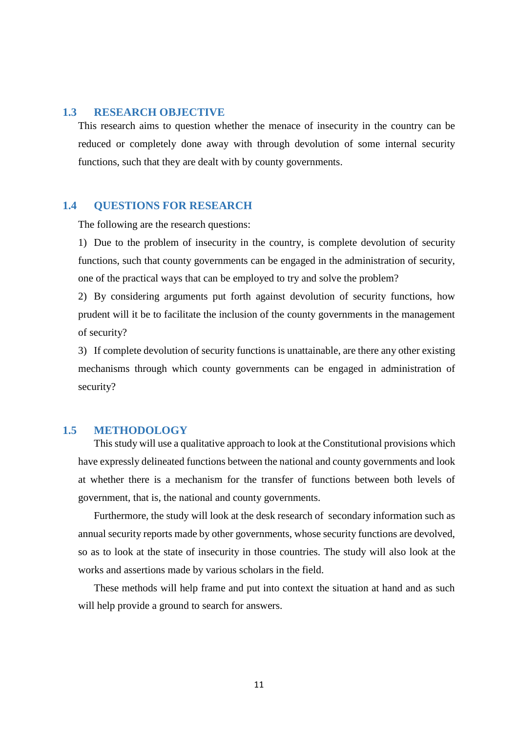## 1.3 RESEARCH OBJECTIVE

This research aims to question whether the menace of insecurity in the country can be reduced or completely done away with through devolution of some internal security functions, such that they are dealt with by county governments.

## 1.4 QUESTIONS FOR RESEARCH

The following are the research questions:

1) Due to the problem of insecurity in the country, is complete devolution of security functions, such that county governments can be engaged in the administration of security, one of the practical ways that can be employed to try and solve the problem?

2) By considering arguments put forth against devolution of security functions, how prudent will it be to facilitate the inclusion of the county governments in the management of security?

3) If complete devolution of security functions is unattainable, are there any other existing mechanisms through which county governments can be engaged in administration of security?

## 1.5 METHODOLOGY

This study will use a qualitative approach to look at the Constitutional provisions which have expressly delineated functions between the national and county governments and look at whether there is a mechanism for the transfer of functions between both levels of government, that is, the national and county governments.

Furthermore, the study will look at the desk research of secondary information such as annual security reports made by other governments, whose security functions are devolved, so as to look at the state of insecurity in those countries. The study will also look at the works and assertions made by various scholars in the field.

These methods will help frame and put into context the situation at hand and as such will help provide a ground to search for answers.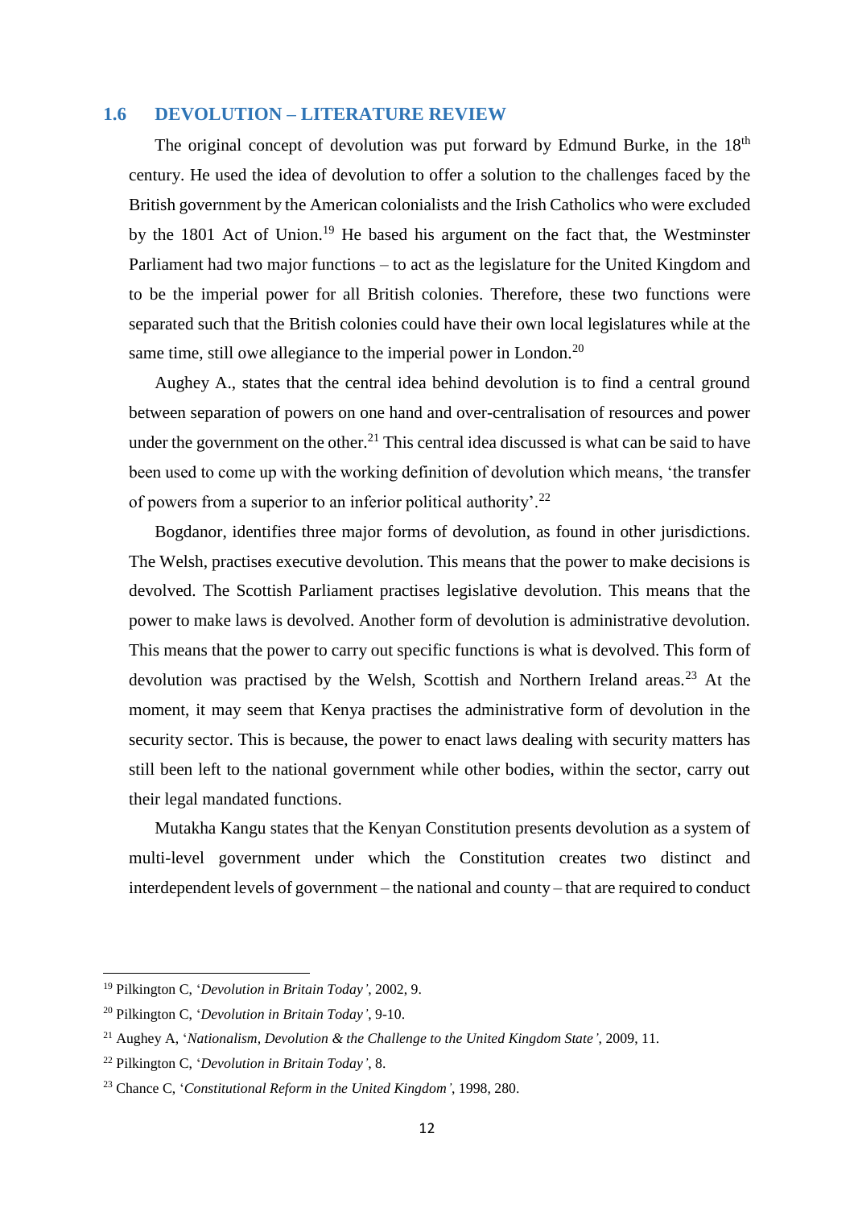## 1.6 DEVOLUTION – LITERATURE REVIEW

The original concept of devolution was put forward by Edmund Burke, in the 18th century. He used the idea of devolution to offer a solution to the challenges faced by the British government by the American colonialists and the Irish Catholics who were excluded by the 1801 Act of Union.[19] He based his argument on the fact that, the Westminster Parliament had two major functions – to act as the legislature for the United Kingdom and to be the imperial power for all British colonies. Therefore, these two functions were separated such that the British colonies could have their own local legislatures while at the same time, still owe allegiance to the imperial power in London.[20]

Aughey A., states that the central idea behind devolution is to find a central ground between separation of powers on one hand and over-centralisation of resources and power under the government on the other.[21] This central idea discussed is what can be said to have been used to come up with the working definition of devolution which means, 'the transfer of powers from a superior to an inferior political authority'.[22]

Bogdanor, identifies three major forms of devolution, as found in other jurisdictions. The Welsh, practises executive devolution. This means that the power to make decisions is devolved. The Scottish Parliament practises legislative devolution. This means that the power to make laws is devolved. Another form of devolution is administrative devolution. This means that the power to carry out specific functions is what is devolved. This form of devolution was practised by the Welsh, Scottish and Northern Ireland areas.[23] At the moment, it may seem that Kenya practises the administrative form of devolution in the security sector. This is because, the power to enact laws dealing with security matters has still been left to the national government while other bodies, within the sector, carry out their legal mandated functions.

Mutakha Kangu states that the Kenyan Constitution presents devolution as a system of multi-level government under which the Constitution creates two distinct and interdependent levels of government – the national and county – that are required to conduct

---

[19] Pilkington C, '*Devolution in Britain Today*', 2002, 9.

[20] Pilkington C, '*Devolution in Britain Today*', 9-10.

[21] Aughey A, '*Nationalism, Devolution & the Challenge to the United Kingdom State*', 2009, 11.

[22] Pilkington C, '*Devolution in Britain Today*', 8.

[23] Chance C, '*Constitutional Reform in the United Kingdom*', 1998, 280.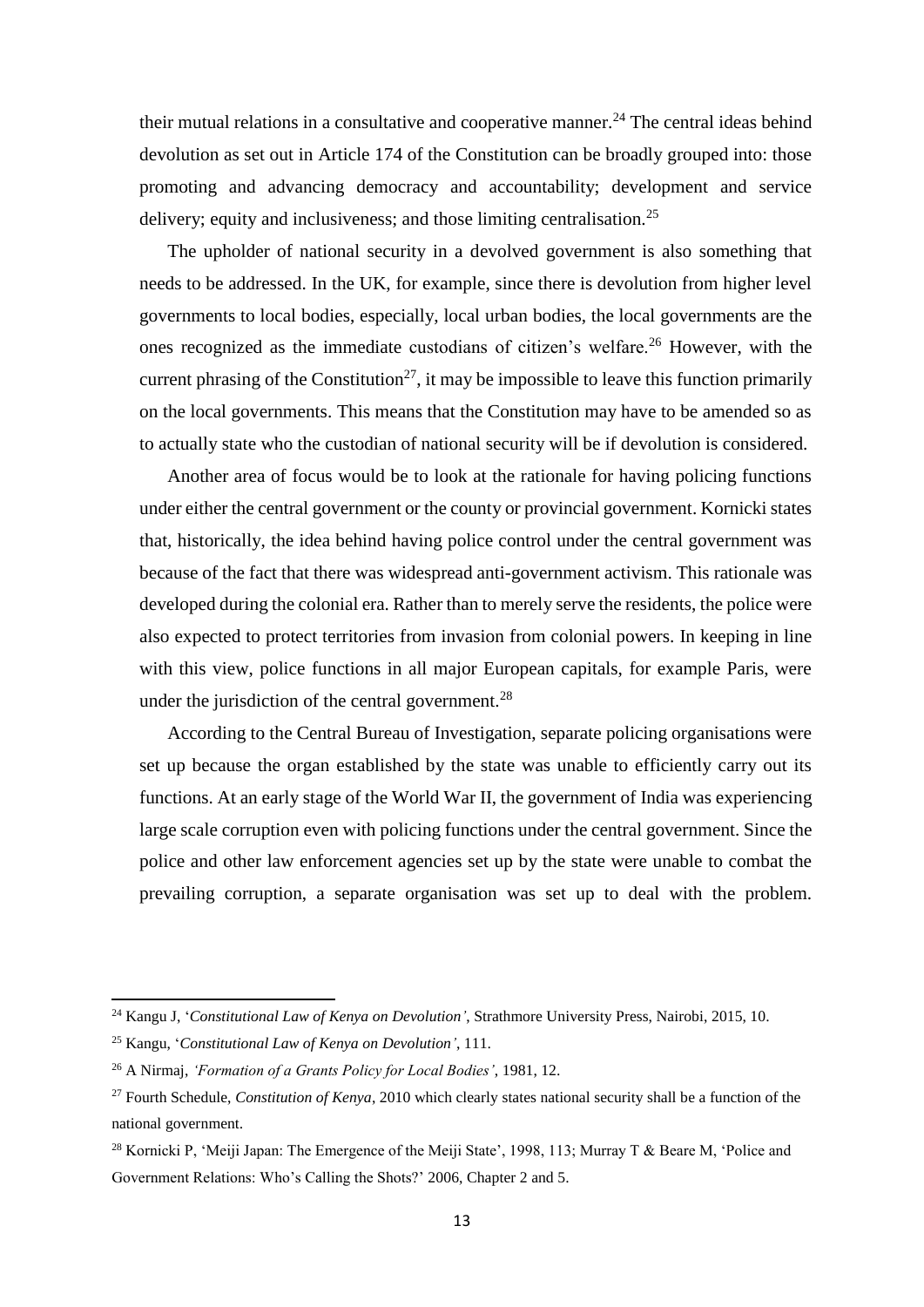their mutual relations in a consultative and cooperative manner.[24] The central ideas behind devolution as set out in Article 174 of the Constitution can be broadly grouped into: those promoting and advancing democracy and accountability; development and service delivery; equity and inclusiveness; and those limiting centralisation.[25]

The upholder of national security in a devolved government is also something that needs to be addressed. In the UK, for example, since there is devolution from higher level governments to local bodies, especially, local urban bodies, the local governments are the ones recognized as the immediate custodians of citizen's welfare.[26] However, with the current phrasing of the Constitution[27], it may be impossible to leave this function primarily on the local governments. This means that the Constitution may have to be amended so as to actually state who the custodian of national security will be if devolution is considered.

Another area of focus would be to look at the rationale for having policing functions under either the central government or the county or provincial government. Kornicki states that, historically, the idea behind having police control under the central government was because of the fact that there was widespread anti-government activism. This rationale was developed during the colonial era. Rather than to merely serve the residents, the police were also expected to protect territories from invasion from colonial powers. In keeping in line with this view, police functions in all major European capitals, for example Paris, were under the jurisdiction of the central government.[28]

According to the Central Bureau of Investigation, separate policing organisations were set up because the organ established by the state was unable to efficiently carry out its functions. At an early stage of the World War II, the government of India was experiencing large scale corruption even with policing functions under the central government. Since the police and other law enforcement agencies set up by the state were unable to combat the prevailing corruption, a separate organisation was set up to deal with the problem.

---

[24] Kangu J, '*Constitutional Law of Kenya on Devolution'*, Strathmore University Press, Nairobi, 2015, 10.

[25] Kangu, '*Constitutional Law of Kenya on Devolution'*, 111.

[26] A Nirmaj, *'Formation of a Grants Policy for Local Bodies'*, 1981, 12.

[27] Fourth Schedule, *Constitution of Kenya*, 2010 which clearly states national security shall be a function of the national government.

[28] Kornicki P, 'Meiji Japan: The Emergence of the Meiji State', 1998, 113; Murray T & Beare M, 'Police and Government Relations: Who's Calling the Shots?' 2006, Chapter 2 and 5.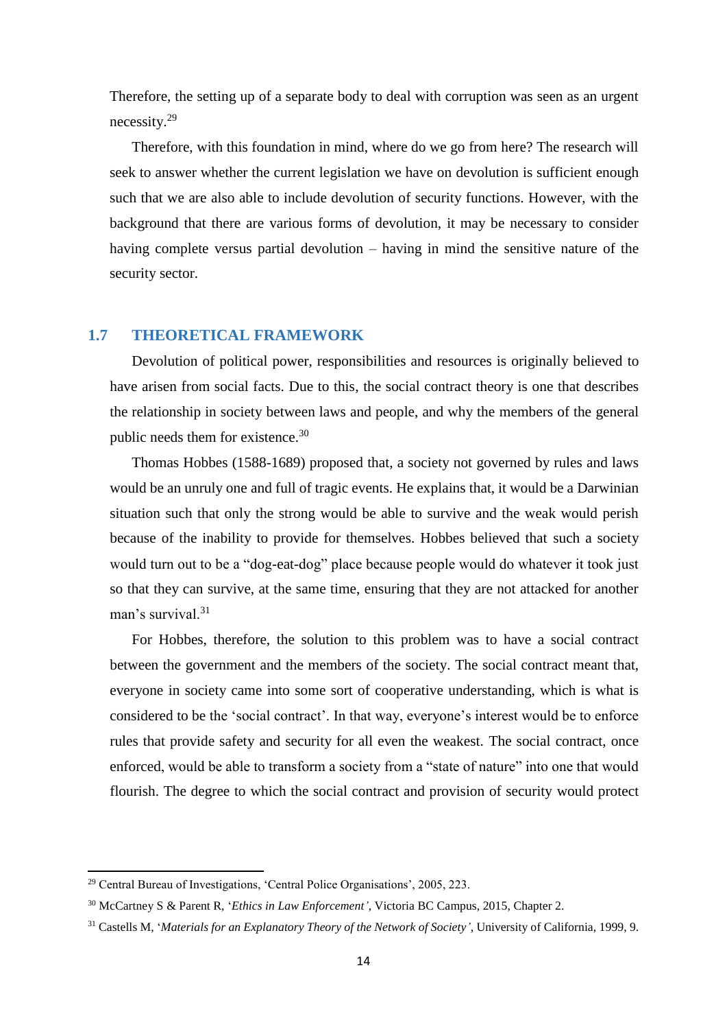Therefore, the setting up of a separate body to deal with corruption was seen as an urgent necessity.[29]

Therefore, with this foundation in mind, where do we go from here? The research will seek to answer whether the current legislation we have on devolution is sufficient enough such that we are also able to include devolution of security functions. However, with the background that there are various forms of devolution, it may be necessary to consider having complete versus partial devolution – having in mind the sensitive nature of the security sector.

## 1.7 THEORETICAL FRAMEWORK

Devolution of political power, responsibilities and resources is originally believed to have arisen from social facts. Due to this, the social contract theory is one that describes the relationship in society between laws and people, and why the members of the general public needs them for existence.[30]

Thomas Hobbes (1588-1689) proposed that, a society not governed by rules and laws would be an unruly one and full of tragic events. He explains that, it would be a Darwinian situation such that only the strong would be able to survive and the weak would perish because of the inability to provide for themselves. Hobbes believed that such a society would turn out to be a "dog-eat-dog" place because people would do whatever it took just so that they can survive, at the same time, ensuring that they are not attacked for another man's survival.[31]

For Hobbes, therefore, the solution to this problem was to have a social contract between the government and the members of the society. The social contract meant that, everyone in society came into some sort of cooperative understanding, which is what is considered to be the 'social contract'. In that way, everyone's interest would be to enforce rules that provide safety and security for all even the weakest. The social contract, once enforced, would be able to transform a society from a "state of nature" into one that would flourish. The degree to which the social contract and provision of security would protect

---

[29] Central Bureau of Investigations, 'Central Police Organisations', 2005, 223.

[30] McCartney S & Parent R, '*Ethics in Law Enforcement'*, Victoria BC Campus, 2015, Chapter 2.

[31] Castells M, '*Materials for an Explanatory Theory of the Network of Society'*, University of California, 1999, 9.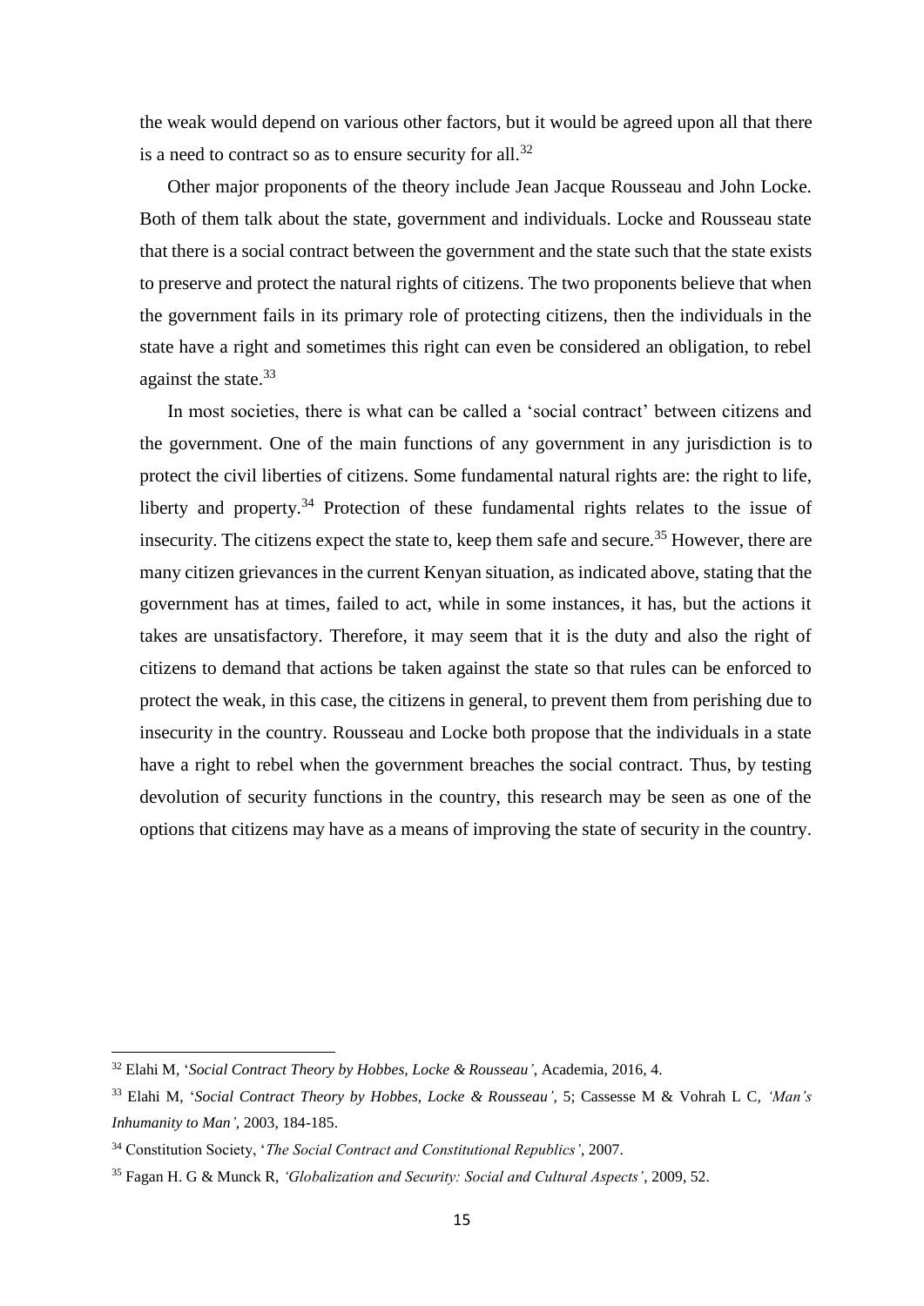the weak would depend on various other factors, but it would be agreed upon all that there is a need to contract so as to ensure security for all.[32]

Other major proponents of the theory include Jean Jacque Rousseau and John Locke. Both of them talk about the state, government and individuals. Locke and Rousseau state that there is a social contract between the government and the state such that the state exists to preserve and protect the natural rights of citizens. The two proponents believe that when the government fails in its primary role of protecting citizens, then the individuals in the state have a right and sometimes this right can even be considered an obligation, to rebel against the state.[33]

In most societies, there is what can be called a 'social contract' between citizens and the government. One of the main functions of any government in any jurisdiction is to protect the civil liberties of citizens. Some fundamental natural rights are: the right to life, liberty and property.[34] Protection of these fundamental rights relates to the issue of insecurity. The citizens expect the state to, keep them safe and secure.[35] However, there are many citizen grievances in the current Kenyan situation, as indicated above, stating that the government has at times, failed to act, while in some instances, it has, but the actions it takes are unsatisfactory. Therefore, it may seem that it is the duty and also the right of citizens to demand that actions be taken against the state so that rules can be enforced to protect the weak, in this case, the citizens in general, to prevent them from perishing due to insecurity in the country. Rousseau and Locke both propose that the individuals in a state have a right to rebel when the government breaches the social contract. Thus, by testing devolution of security functions in the country, this research may be seen as one of the options that citizens may have as a means of improving the state of security in the country.

---

[32] Elahi M, '*Social Contract Theory by Hobbes, Locke & Rousseau'*, Academia, 2016, 4.

[33] Elahi M, '*Social Contract Theory by Hobbes, Locke & Rousseau'*, 5; Cassesse M & Vohrah L C, *'Man's Inhumanity to Man'*, 2003, 184-185.

[34] Constitution Society, '*The Social Contract and Constitutional Republics'*, 2007.

[35] Fagan H. G & Munck R, *'Globalization and Security: Social and Cultural Aspects'*, 2009, 52.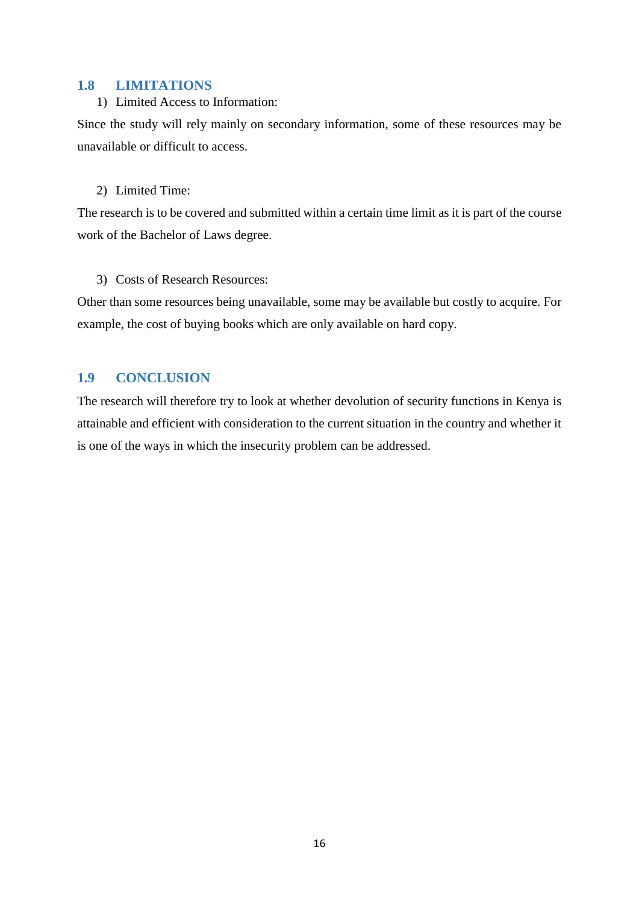## 1.8 LIMITATIONS

1) Limited Access to Information:

Since the study will rely mainly on secondary information, some of these resources may be unavailable or difficult to access.

2) Limited Time:

The research is to be covered and submitted within a certain time limit as it is part of the course work of the Bachelor of Laws degree.

3) Costs of Research Resources:

Other than some resources being unavailable, some may be available but costly to acquire. For example, the cost of buying books which are only available on hard copy.

## 1.9 CONCLUSION

The research will therefore try to look at whether devolution of security functions in Kenya is attainable and efficient with consideration to the current situation in the country and whether it is one of the ways in which the insecurity problem can be addressed.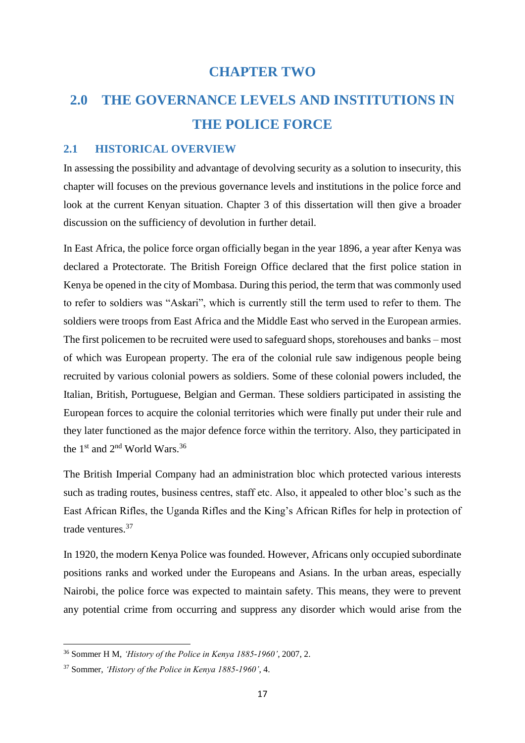# CHAPTER TWO

# 2.0 THE GOVERNANCE LEVELS AND INSTITUTIONS IN THE POLICE FORCE

## 2.1 HISTORICAL OVERVIEW

In assessing the possibility and advantage of devolving security as a solution to insecurity, this chapter will focuses on the previous governance levels and institutions in the police force and look at the current Kenyan situation. Chapter 3 of this dissertation will then give a broader discussion on the sufficiency of devolution in further detail.

In East Africa, the police force organ officially began in the year 1896, a year after Kenya was declared a Protectorate. The British Foreign Office declared that the first police station in Kenya be opened in the city of Mombasa. During this period, the term that was commonly used to refer to soldiers was "Askari", which is currently still the term used to refer to them. The soldiers were troops from East Africa and the Middle East who served in the European armies. The first policemen to be recruited were used to safeguard shops, storehouses and banks – most of which was European property. The era of the colonial rule saw indigenous people being recruited by various colonial powers as soldiers. Some of these colonial powers included, the Italian, British, Portuguese, Belgian and German. These soldiers participated in assisting the European forces to acquire the colonial territories which were finally put under their rule and they later functioned as the major defence force within the territory. Also, they participated in the 1st and 2nd World Wars.[36]

The British Imperial Company had an administration bloc which protected various interests such as trading routes, business centres, staff etc. Also, it appealed to other bloc's such as the East African Rifles, the Uganda Rifles and the King's African Rifles for help in protection of trade ventures.[37]

In 1920, the modern Kenya Police was founded. However, Africans only occupied subordinate positions ranks and worked under the Europeans and Asians. In the urban areas, especially Nairobi, the police force was expected to maintain safety. This means, they were to prevent any potential crime from occurring and suppress any disorder which would arise from the

---

[36] Sommer H M, *'History of the Police in Kenya 1885-1960'*, 2007, 2.

[37] Sommer, *'History of the Police in Kenya 1885-1960'*, 4.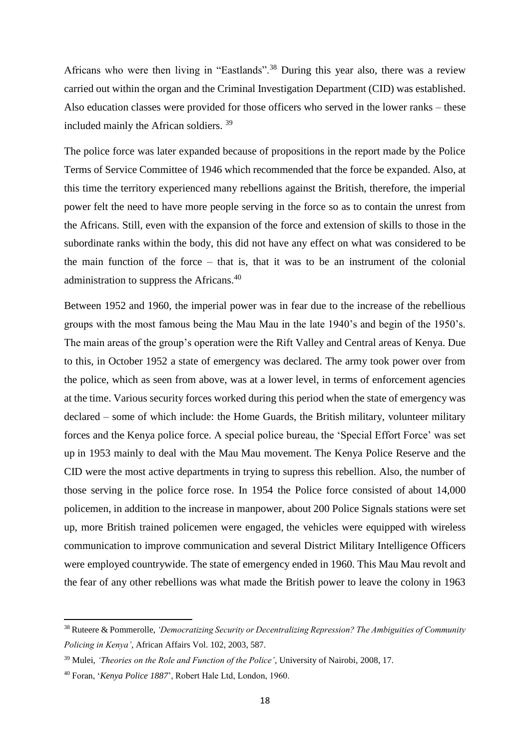Africans who were then living in "Eastlands".[38] During this year also, there was a review carried out within the organ and the Criminal Investigation Department (CID) was established. Also education classes were provided for those officers who served in the lower ranks – these included mainly the African soldiers. [39]

The police force was later expanded because of propositions in the report made by the Police Terms of Service Committee of 1946 which recommended that the force be expanded. Also, at this time the territory experienced many rebellions against the British, therefore, the imperial power felt the need to have more people serving in the force so as to contain the unrest from the Africans. Still, even with the expansion of the force and extension of skills to those in the subordinate ranks within the body, this did not have any effect on what was considered to be the main function of the force – that is, that it was to be an instrument of the colonial administration to suppress the Africans.[40]

Between 1952 and 1960, the imperial power was in fear due to the increase of the rebellious groups with the most famous being the Mau Mau in the late 1940's and begin of the 1950's. The main areas of the group's operation were the Rift Valley and Central areas of Kenya. Due to this, in October 1952 a state of emergency was declared. The army took power over from the police, which as seen from above, was at a lower level, in terms of enforcement agencies at the time. Various security forces worked during this period when the state of emergency was declared – some of which include: the Home Guards, the British military, volunteer military forces and the Kenya police force. A special police bureau, the 'Special Effort Force' was set up in 1953 mainly to deal with the Mau Mau movement. The Kenya Police Reserve and the CID were the most active departments in trying to supress this rebellion. Also, the number of those serving in the police force rose. In 1954 the Police force consisted of about 14,000 policemen, in addition to the increase in manpower, about 200 Police Signals stations were set up, more British trained policemen were engaged, the vehicles were equipped with wireless communication to improve communication and several District Military Intelligence Officers were employed countrywide. The state of emergency ended in 1960. This Mau Mau revolt and the fear of any other rebellions was what made the British power to leave the colony in 1963

---

[38] Ruteere & Pommerolle, *'Democratizing Security or Decentralizing Repression? The Ambiguities of Community Policing in Kenya'*, African Affairs Vol. 102, 2003, 587.

[39] Mulei, *'Theories on the Role and Function of the Police'*, University of Nairobi, 2008, 17.

[40] Foran, '*Kenya Police 1887*', Robert Hale Ltd, London, 1960.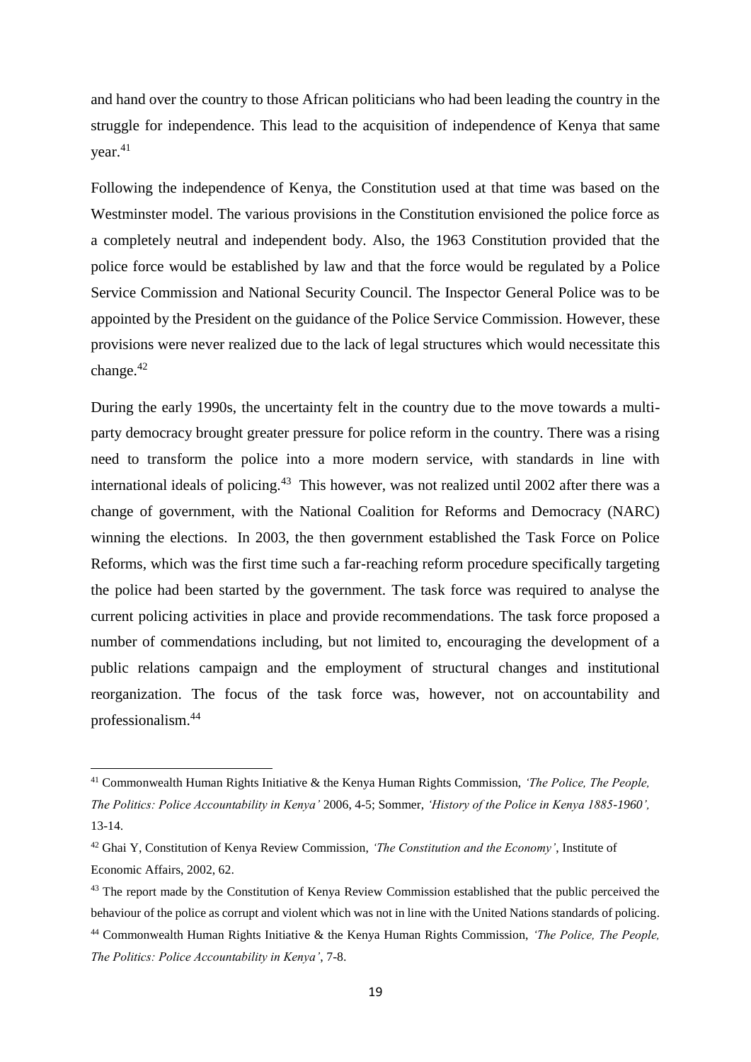and hand over the country to those African politicians who had been leading the country in the struggle for independence. This lead to the acquisition of independence of Kenya that same year.[41]

Following the independence of Kenya, the Constitution used at that time was based on the Westminster model. The various provisions in the Constitution envisioned the police force as a completely neutral and independent body. Also, the 1963 Constitution provided that the police force would be established by law and that the force would be regulated by a Police Service Commission and National Security Council. The Inspector General Police was to be appointed by the President on the guidance of the Police Service Commission. However, these provisions were never realized due to the lack of legal structures which would necessitate this change.[42]

During the early 1990s, the uncertainty felt in the country due to the move towards a multi-party democracy brought greater pressure for police reform in the country. There was a rising need to transform the police into a more modern service, with standards in line with international ideals of policing.[43] This however, was not realized until 2002 after there was a change of government, with the National Coalition for Reforms and Democracy (NARC) winning the elections. In 2003, the then government established the Task Force on Police Reforms, which was the first time such a far-reaching reform procedure specifically targeting the police had been started by the government. The task force was required to analyse the current policing activities in place and provide recommendations. The task force proposed a number of commendations including, but not limited to, encouraging the development of a public relations campaign and the employment of structural changes and institutional reorganization. The focus of the task force was, however, not on accountability and professionalism.[44]

---

[41] Commonwealth Human Rights Initiative & the Kenya Human Rights Commission, *'The Police, The People, The Politics: Police Accountability in Kenya'* 2006, 4-5; Sommer, *'History of the Police in Kenya 1885-1960',* 13-14.

[42] Ghai Y, Constitution of Kenya Review Commission, *'The Constitution and the Economy'*, Institute of Economic Affairs, 2002, 62.

[43] The report made by the Constitution of Kenya Review Commission established that the public perceived the behaviour of the police as corrupt and violent which was not in line with the United Nations standards of policing.

[44] Commonwealth Human Rights Initiative & the Kenya Human Rights Commission, *'The Police, The People, The Politics: Police Accountability in Kenya'*, 7-8.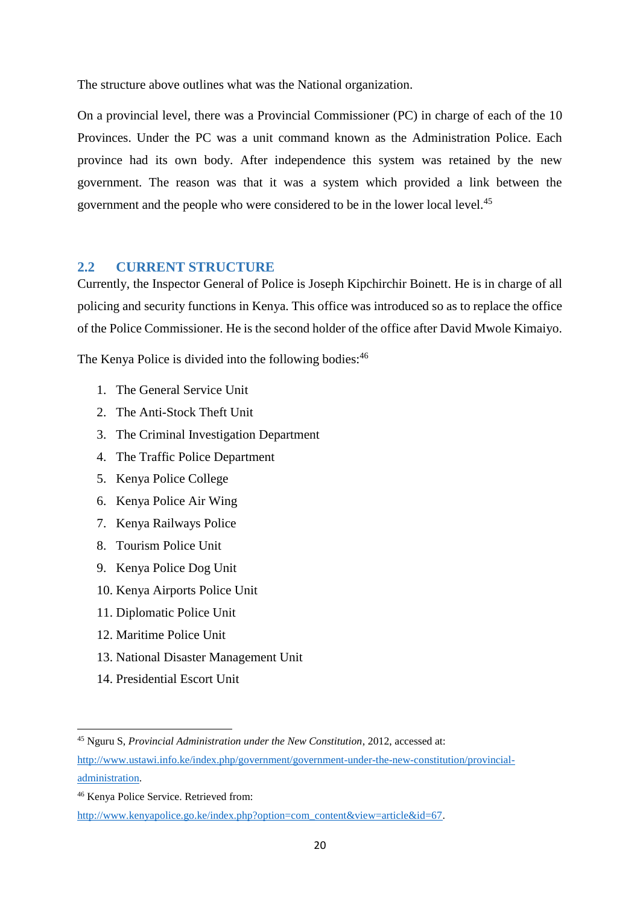The structure above outlines what was the National organization.

On a provincial level, there was a Provincial Commissioner (PC) in charge of each of the 10 Provinces. Under the PC was a unit command known as the Administration Police. Each province had its own body. After independence this system was retained by the new government. The reason was that it was a system which provided a link between the government and the people who were considered to be in the lower local level.[45]

## 2.2 CURRENT STRUCTURE

Currently, the Inspector General of Police is Joseph Kipchirchir Boinett. He is in charge of all policing and security functions in Kenya. This office was introduced so as to replace the office of the Police Commissioner. He is the second holder of the office after David Mwole Kimaiyo.

The Kenya Police is divided into the following bodies:[46]

1. The General Service Unit
2. The Anti-Stock Theft Unit
3. The Criminal Investigation Department
4. The Traffic Police Department
5. Kenya Police College
6. Kenya Police Air Wing
7. Kenya Railways Police
8. Tourism Police Unit
9. Kenya Police Dog Unit
10. Kenya Airports Police Unit
11. Diplomatic Police Unit
12. Maritime Police Unit
13. National Disaster Management Unit
14. Presidential Escort Unit

---

[45] Nguru S, *Provincial Administration under the New Constitution*, 2012, accessed at: http://www.ustawi.info.ke/index.php/government/government-under-the-new-constitution/provincial-administration.

[46] Kenya Police Service. Retrieved from: http://www.kenyapolice.go.ke/index.php?option=com_content&view=article&id=67.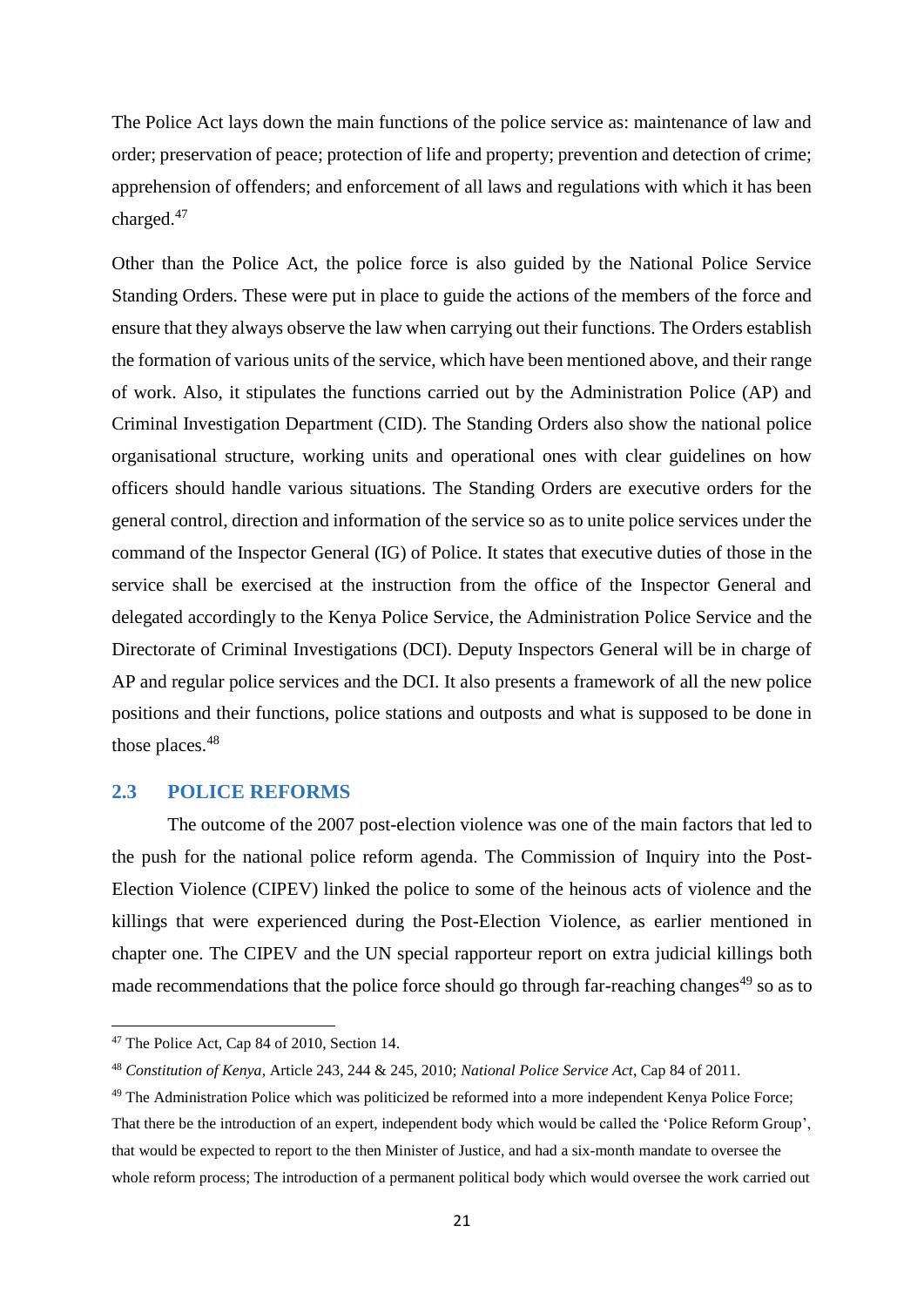The Police Act lays down the main functions of the police service as: maintenance of law and order; preservation of peace; protection of life and property; prevention and detection of crime; apprehension of offenders; and enforcement of all laws and regulations with which it has been charged.[47]

Other than the Police Act, the police force is also guided by the National Police Service Standing Orders. These were put in place to guide the actions of the members of the force and ensure that they always observe the law when carrying out their functions. The Orders establish the formation of various units of the service, which have been mentioned above, and their range of work. Also, it stipulates the functions carried out by the Administration Police (AP) and Criminal Investigation Department (CID). The Standing Orders also show the national police organisational structure, working units and operational ones with clear guidelines on how officers should handle various situations. The Standing Orders are executive orders for the general control, direction and information of the service so as to unite police services under the command of the Inspector General (IG) of Police. It states that executive duties of those in the service shall be exercised at the instruction from the office of the Inspector General and delegated accordingly to the Kenya Police Service, the Administration Police Service and the Directorate of Criminal Investigations (DCI). Deputy Inspectors General will be in charge of AP and regular police services and the DCI. It also presents a framework of all the new police positions and their functions, police stations and outposts and what is supposed to be done in those places.[48]

## 2.3 POLICE REFORMS

The outcome of the 2007 post-election violence was one of the main factors that led to the push for the national police reform agenda. The Commission of Inquiry into the Post-Election Violence (CIPEV) linked the police to some of the heinous acts of violence and the killings that were experienced during the Post-Election Violence, as earlier mentioned in chapter one. The CIPEV and the UN special rapporteur report on extra judicial killings both made recommendations that the police force should go through far-reaching changes[49] so as to

---

[47] The Police Act, Cap 84 of 2010, Section 14.

[48] *Constitution of Kenya*, Article 243, 244 & 245, 2010; *National Police Service Act*, Cap 84 of 2011.

[49] The Administration Police which was politicized be reformed into a more independent Kenya Police Force; That there be the introduction of an expert, independent body which would be called the 'Police Reform Group', that would be expected to report to the then Minister of Justice, and had a six-month mandate to oversee the whole reform process; The introduction of a permanent political body which would oversee the work carried out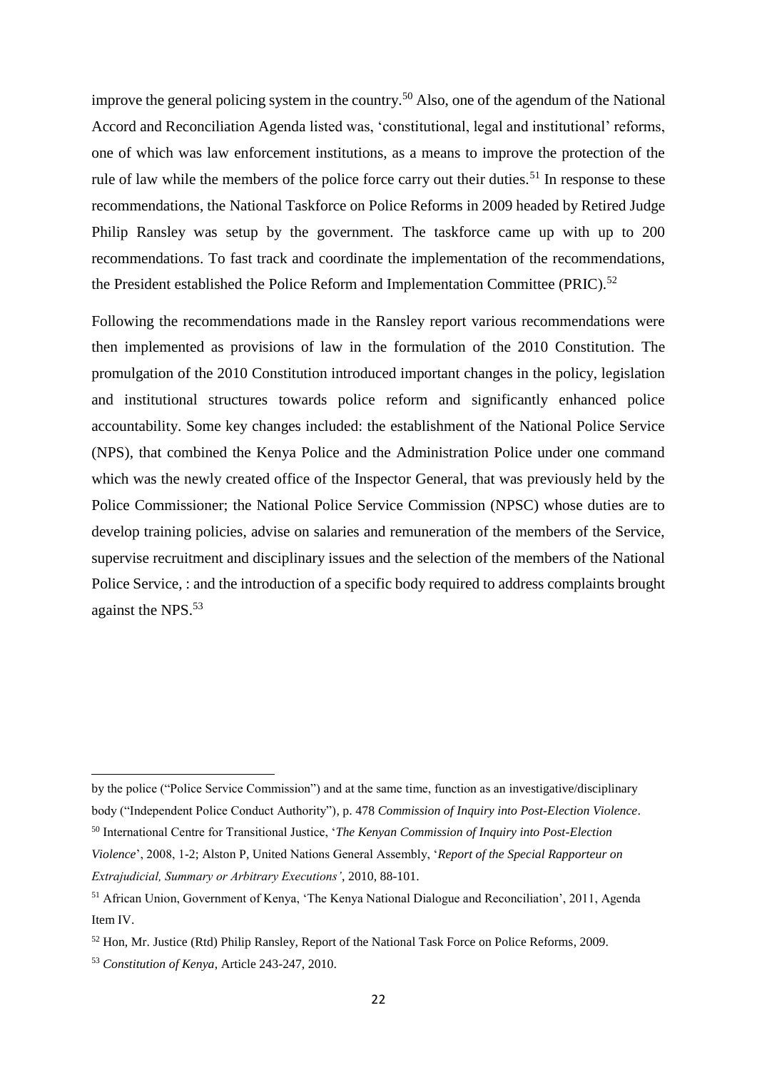improve the general policing system in the country.[50] Also, one of the agendum of the National Accord and Reconciliation Agenda listed was, 'constitutional, legal and institutional' reforms, one of which was law enforcement institutions, as a means to improve the protection of the rule of law while the members of the police force carry out their duties.[51] In response to these recommendations, the National Taskforce on Police Reforms in 2009 headed by Retired Judge Philip Ransley was setup by the government. The taskforce came up with up to 200 recommendations. To fast track and coordinate the implementation of the recommendations, the President established the Police Reform and Implementation Committee (PRIC).[52]

Following the recommendations made in the Ransley report various recommendations were then implemented as provisions of law in the formulation of the 2010 Constitution. The promulgation of the 2010 Constitution introduced important changes in the policy, legislation and institutional structures towards police reform and significantly enhanced police accountability. Some key changes included: the establishment of the National Police Service (NPS), that combined the Kenya Police and the Administration Police under one command which was the newly created office of the Inspector General, that was previously held by the Police Commissioner; the National Police Service Commission (NPSC) whose duties are to develop training policies, advise on salaries and remuneration of the members of the Service, supervise recruitment and disciplinary issues and the selection of the members of the National Police Service, : and the introduction of a specific body required to address complaints brought against the NPS.[53]

---

by the police ("Police Service Commission") and at the same time, function as an investigative/disciplinary body ("Independent Police Conduct Authority"), p. 478 *Commission of Inquiry into Post-Election Violence*.

[50] International Centre for Transitional Justice, '*The Kenyan Commission of Inquiry into Post-Election Violence*', 2008, 1-2; Alston P, United Nations General Assembly, '*Report of the Special Rapporteur on Extrajudicial, Summary or Arbitrary Executions'*, 2010, 88-101.

[51] African Union, Government of Kenya, 'The Kenya National Dialogue and Reconciliation', 2011, Agenda Item IV.

[52] Hon, Mr. Justice (Rtd) Philip Ransley, Report of the National Task Force on Police Reforms, 2009.

[53] *Constitution of Kenya*, Article 243-247, 2010.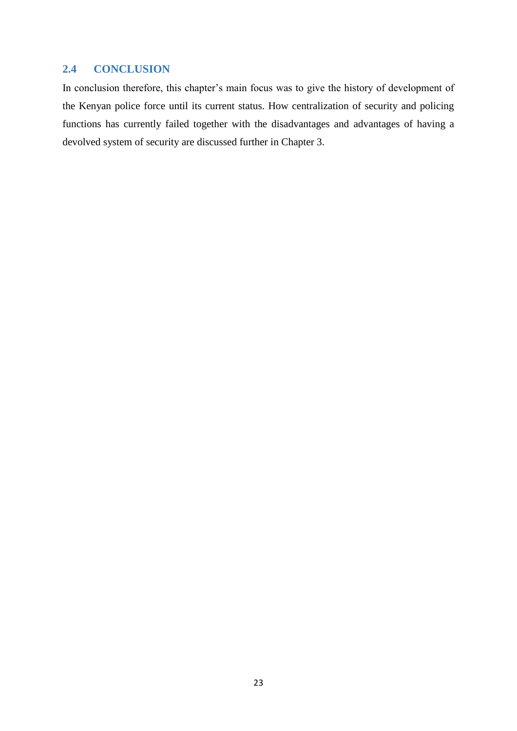## 2.4 CONCLUSION

In conclusion therefore, this chapter's main focus was to give the history of development of the Kenyan police force until its current status. How centralization of security and policing functions has currently failed together with the disadvantages and advantages of having a devolved system of security are discussed further in Chapter 3.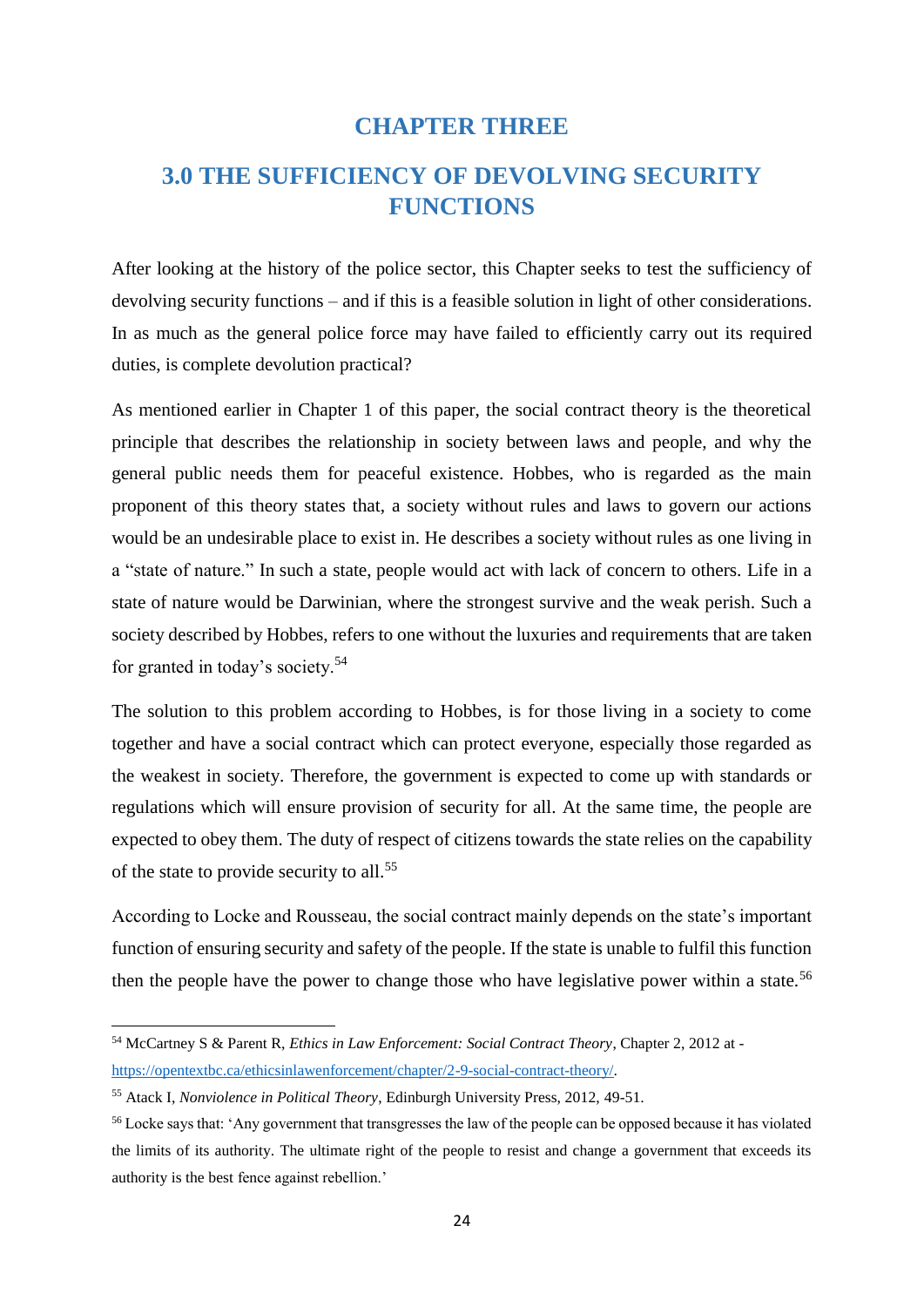# CHAPTER THREE

## 3.0 THE SUFFICIENCY OF DEVOLVING SECURITY FUNCTIONS

After looking at the history of the police sector, this Chapter seeks to test the sufficiency of devolving security functions – and if this is a feasible solution in light of other considerations. In as much as the general police force may have failed to efficiently carry out its required duties, is complete devolution practical?

As mentioned earlier in Chapter 1 of this paper, the social contract theory is the theoretical principle that describes the relationship in society between laws and people, and why the general public needs them for peaceful existence. Hobbes, who is regarded as the main proponent of this theory states that, a society without rules and laws to govern our actions would be an undesirable place to exist in. He describes a society without rules as one living in a "state of nature." In such a state, people would act with lack of concern to others. Life in a state of nature would be Darwinian, where the strongest survive and the weak perish. Such a society described by Hobbes, refers to one without the luxuries and requirements that are taken for granted in today's society.[54]

The solution to this problem according to Hobbes, is for those living in a society to come together and have a social contract which can protect everyone, especially those regarded as the weakest in society. Therefore, the government is expected to come up with standards or regulations which will ensure provision of security for all. At the same time, the people are expected to obey them. The duty of respect of citizens towards the state relies on the capability of the state to provide security to all.[55]

According to Locke and Rousseau, the social contract mainly depends on the state's important function of ensuring security and safety of the people. If the state is unable to fulfil this function then the people have the power to change those who have legislative power within a state.[56]

---

[54] McCartney S & Parent R, *Ethics in Law Enforcement: Social Contract Theory*, Chapter 2, 2012 at - https://opentextbc.ca/ethicsinlawenforcement/chapter/2-9-social-contract-theory/.

[55] Atack I, *Nonviolence in Political Theory*, Edinburgh University Press, 2012, 49-51.

[56] Locke says that: 'Any government that transgresses the law of the people can be opposed because it has violated the limits of its authority. The ultimate right of the people to resist and change a government that exceeds its authority is the best fence against rebellion.'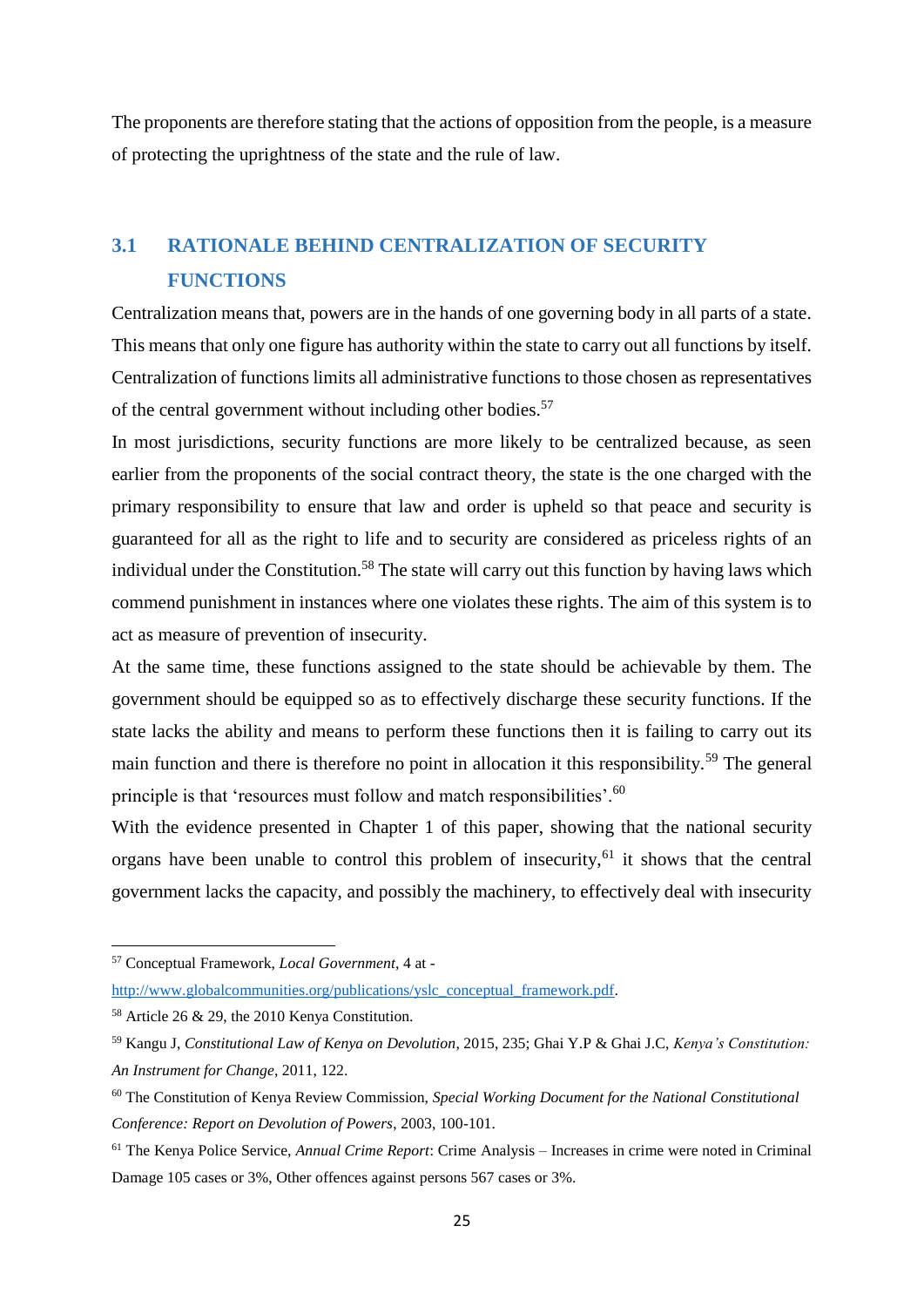The proponents are therefore stating that the actions of opposition from the people, is a measure of protecting the uprightness of the state and the rule of law.

## 3.1 RATIONALE BEHIND CENTRALIZATION OF SECURITY FUNCTIONS

Centralization means that, powers are in the hands of one governing body in all parts of a state. This means that only one figure has authority within the state to carry out all functions by itself. Centralization of functions limits all administrative functions to those chosen as representatives of the central government without including other bodies.[57]

In most jurisdictions, security functions are more likely to be centralized because, as seen earlier from the proponents of the social contract theory, the state is the one charged with the primary responsibility to ensure that law and order is upheld so that peace and security is guaranteed for all as the right to life and to security are considered as priceless rights of an individual under the Constitution.[58] The state will carry out this function by having laws which commend punishment in instances where one violates these rights. The aim of this system is to act as measure of prevention of insecurity.

At the same time, these functions assigned to the state should be achievable by them. The government should be equipped so as to effectively discharge these security functions. If the state lacks the ability and means to perform these functions then it is failing to carry out its main function and there is therefore no point in allocation it this responsibility.[59] The general principle is that 'resources must follow and match responsibilities'.[60]

With the evidence presented in Chapter 1 of this paper, showing that the national security organs have been unable to control this problem of insecurity,[61] it shows that the central government lacks the capacity, and possibly the machinery, to effectively deal with insecurity

---

[57] Conceptual Framework, *Local Government*, 4 at - http://www.globalcommunities.org/publications/yslc_conceptual_framework.pdf.

[58] Article 26 & 29, the 2010 Kenya Constitution.

[59] Kangu J, *Constitutional Law of Kenya on Devolution*, 2015, 235; Ghai Y.P & Ghai J.C, *Kenya's Constitution: An Instrument for Change*, 2011, 122.

[60] The Constitution of Kenya Review Commission, *Special Working Document for the National Constitutional Conference: Report on Devolution of Powers*, 2003, 100-101.

[61] The Kenya Police Service, *Annual Crime Report*: Crime Analysis – Increases in crime were noted in Criminal Damage 105 cases or 3%, Other offences against persons 567 cases or 3%.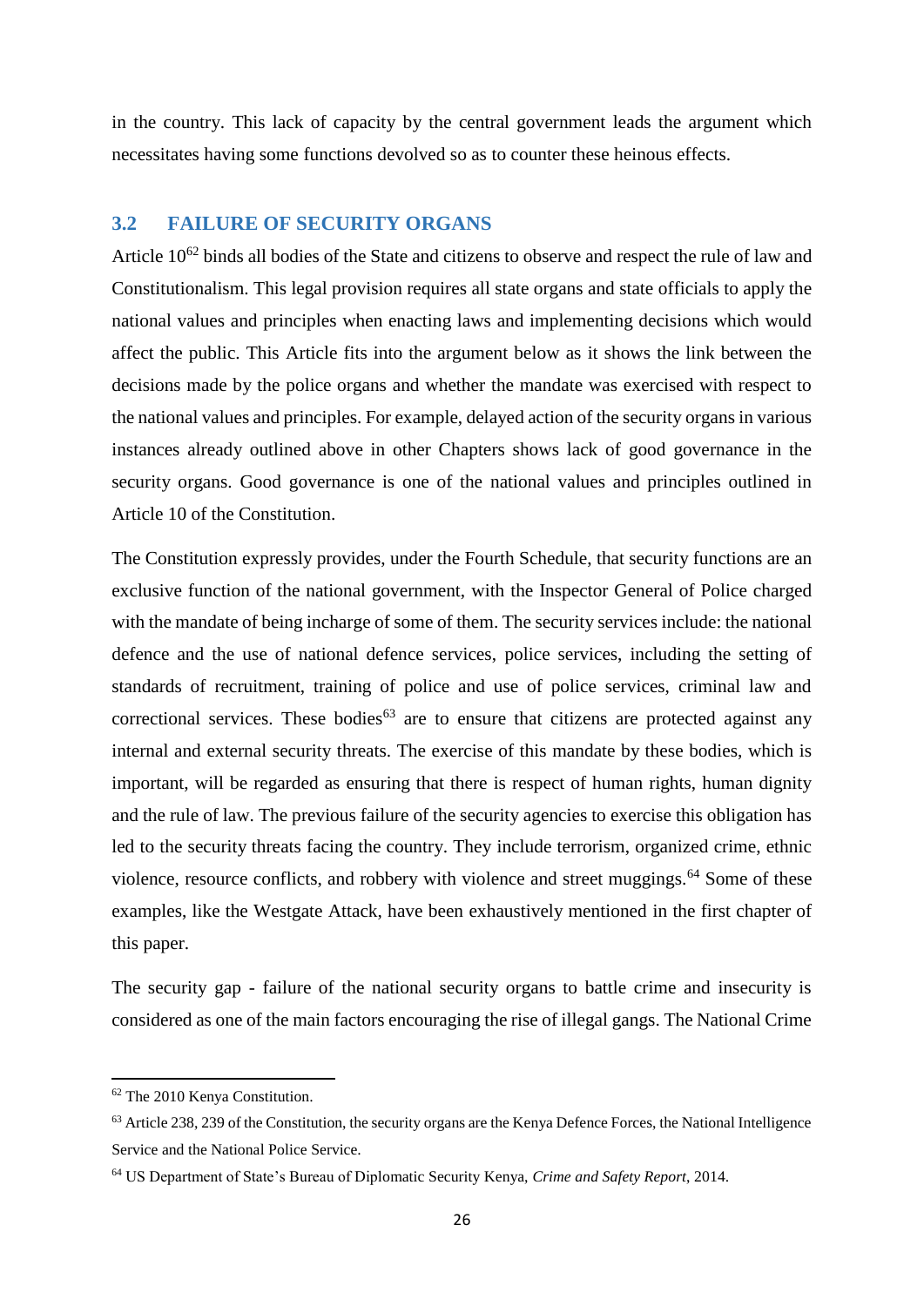in the country. This lack of capacity by the central government leads the argument which necessitates having some functions devolved so as to counter these heinous effects.

## 3.2 FAILURE OF SECURITY ORGANS

Article 10[62] binds all bodies of the State and citizens to observe and respect the rule of law and Constitutionalism. This legal provision requires all state organs and state officials to apply the national values and principles when enacting laws and implementing decisions which would affect the public. This Article fits into the argument below as it shows the link between the decisions made by the police organs and whether the mandate was exercised with respect to the national values and principles. For example, delayed action of the security organs in various instances already outlined above in other Chapters shows lack of good governance in the security organs. Good governance is one of the national values and principles outlined in Article 10 of the Constitution.

The Constitution expressly provides, under the Fourth Schedule, that security functions are an exclusive function of the national government, with the Inspector General of Police charged with the mandate of being incharge of some of them. The security services include: the national defence and the use of national defence services, police services, including the setting of standards of recruitment, training of police and use of police services, criminal law and correctional services. These bodies[63] are to ensure that citizens are protected against any internal and external security threats. The exercise of this mandate by these bodies, which is important, will be regarded as ensuring that there is respect of human rights, human dignity and the rule of law. The previous failure of the security agencies to exercise this obligation has led to the security threats facing the country. They include terrorism, organized crime, ethnic violence, resource conflicts, and robbery with violence and street muggings.[64] Some of these examples, like the Westgate Attack, have been exhaustively mentioned in the first chapter of this paper.

The security gap - failure of the national security organs to battle crime and insecurity is considered as one of the main factors encouraging the rise of illegal gangs. The National Crime

---

[62] The 2010 Kenya Constitution.

[63] Article 238, 239 of the Constitution, the security organs are the Kenya Defence Forces, the National Intelligence Service and the National Police Service.

[64] US Department of State's Bureau of Diplomatic Security Kenya, *Crime and Safety Report*, 2014.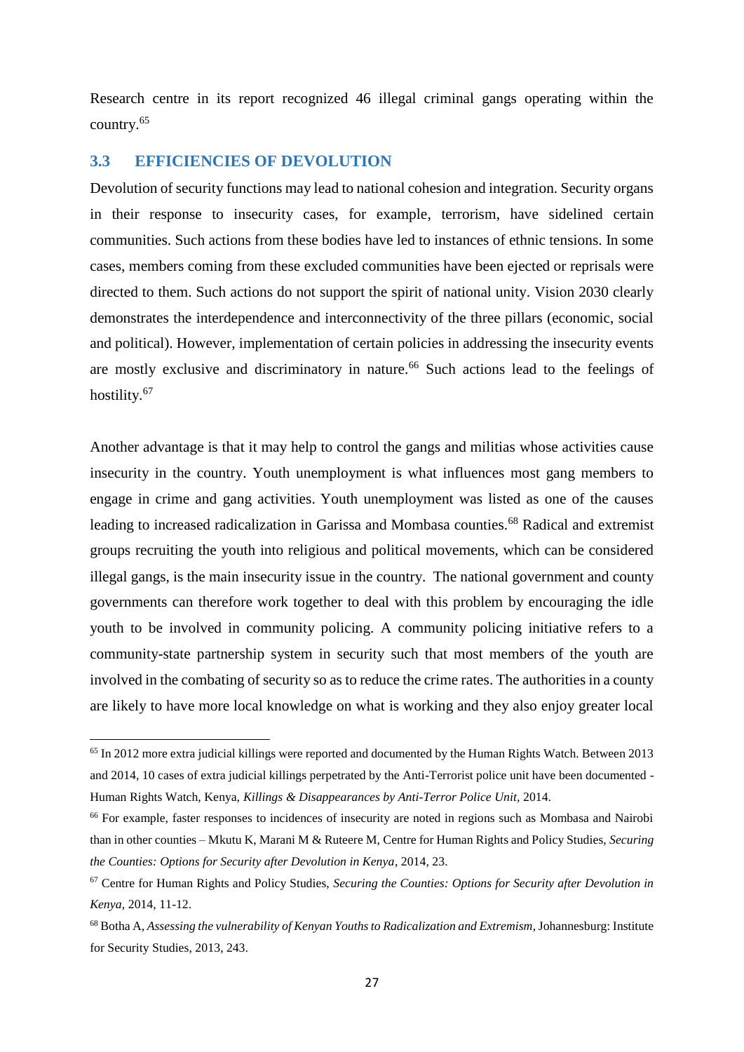Research centre in its report recognized 46 illegal criminal gangs operating within the country.[65]

## 3.3 EFFICIENCIES OF DEVOLUTION

Devolution of security functions may lead to national cohesion and integration. Security organs in their response to insecurity cases, for example, terrorism, have sidelined certain communities. Such actions from these bodies have led to instances of ethnic tensions. In some cases, members coming from these excluded communities have been ejected or reprisals were directed to them. Such actions do not support the spirit of national unity. Vision 2030 clearly demonstrates the interdependence and interconnectivity of the three pillars (economic, social and political). However, implementation of certain policies in addressing the insecurity events are mostly exclusive and discriminatory in nature.[66] Such actions lead to the feelings of hostility.[67]

Another advantage is that it may help to control the gangs and militias whose activities cause insecurity in the country. Youth unemployment is what influences most gang members to engage in crime and gang activities. Youth unemployment was listed as one of the causes leading to increased radicalization in Garissa and Mombasa counties.[68] Radical and extremist groups recruiting the youth into religious and political movements, which can be considered illegal gangs, is the main insecurity issue in the country. The national government and county governments can therefore work together to deal with this problem by encouraging the idle youth to be involved in community policing. A community policing initiative refers to a community-state partnership system in security such that most members of the youth are involved in the combating of security so as to reduce the crime rates. The authorities in a county are likely to have more local knowledge on what is working and they also enjoy greater local

---

[65] In 2012 more extra judicial killings were reported and documented by the Human Rights Watch. Between 2013 and 2014, 10 cases of extra judicial killings perpetrated by the Anti-Terrorist police unit have been documented - Human Rights Watch, Kenya, *Killings & Disappearances by Anti-Terror Police Unit*, 2014.

[66] For example, faster responses to incidences of insecurity are noted in regions such as Mombasa and Nairobi than in other counties – Mkutu K, Marani M & Ruteere M, Centre for Human Rights and Policy Studies, *Securing the Counties: Options for Security after Devolution in Kenya*, 2014, 23.

[67] Centre for Human Rights and Policy Studies, *Securing the Counties: Options for Security after Devolution in Kenya*, 2014, 11-12.

[68] Botha A, *Assessing the vulnerability of Kenyan Youths to Radicalization and Extremism*, Johannesburg: Institute for Security Studies, 2013, 243.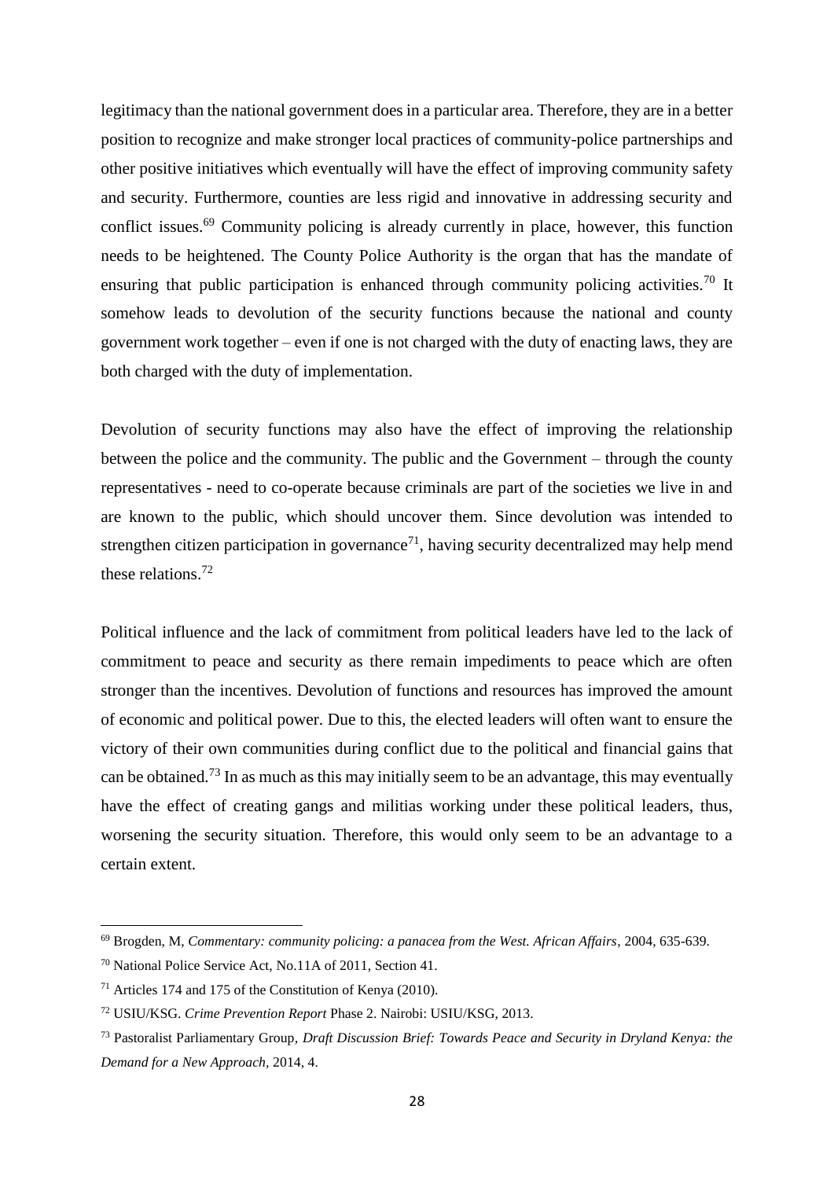legitimacy than the national government does in a particular area. Therefore, they are in a better position to recognize and make stronger local practices of community-police partnerships and other positive initiatives which eventually will have the effect of improving community safety and security. Furthermore, counties are less rigid and innovative in addressing security and conflict issues.[69] Community policing is already currently in place, however, this function needs to be heightened. The County Police Authority is the organ that has the mandate of ensuring that public participation is enhanced through community policing activities.[70] It somehow leads to devolution of the security functions because the national and county government work together – even if one is not charged with the duty of enacting laws, they are both charged with the duty of implementation.

Devolution of security functions may also have the effect of improving the relationship between the police and the community. The public and the Government – through the county representatives - need to co-operate because criminals are part of the societies we live in and are known to the public, which should uncover them. Since devolution was intended to strengthen citizen participation in governance[71], having security decentralized may help mend these relations.[72]

Political influence and the lack of commitment from political leaders have led to the lack of commitment to peace and security as there remain impediments to peace which are often stronger than the incentives. Devolution of functions and resources has improved the amount of economic and political power. Due to this, the elected leaders will often want to ensure the victory of their own communities during conflict due to the political and financial gains that can be obtained.[73] In as much as this may initially seem to be an advantage, this may eventually have the effect of creating gangs and militias working under these political leaders, thus, worsening the security situation. Therefore, this would only seem to be an advantage to a certain extent.

---

[69] Brogden, M, *Commentary: community policing: a panacea from the West. African Affairs*, 2004, 635-639.

[70] National Police Service Act, No.11A of 2011, Section 41.

[71] Articles 174 and 175 of the Constitution of Kenya (2010).

[72] USIU/KSG. *Crime Prevention Report* Phase 2. Nairobi: USIU/KSG, 2013.

[73] Pastoralist Parliamentary Group, *Draft Discussion Brief: Towards Peace and Security in Dryland Kenya: the Demand for a New Approach*, 2014, 4.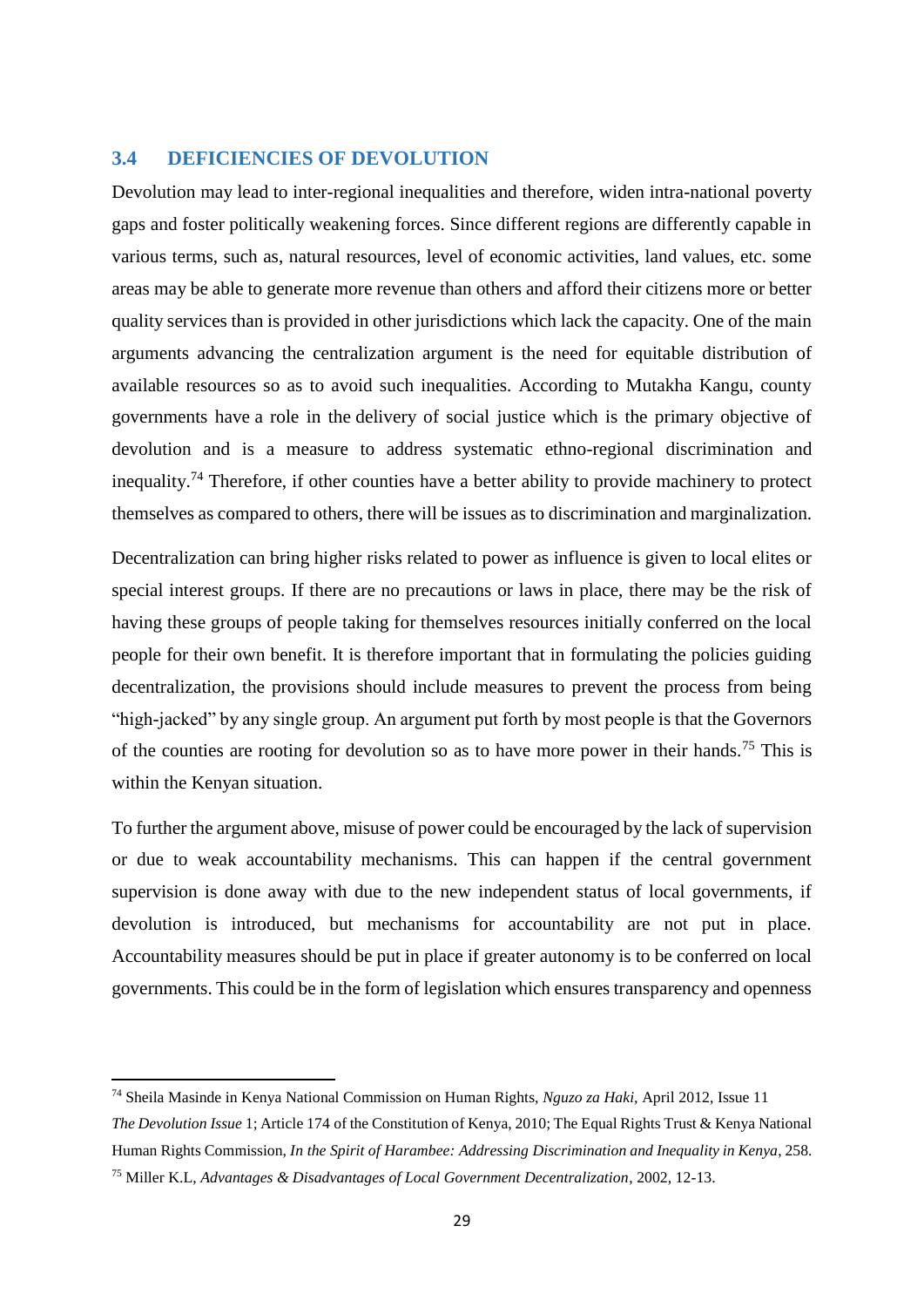### 3.4 DEFICIENCIES OF DEVOLUTION

Devolution may lead to inter-regional inequalities and therefore, widen intra-national poverty gaps and foster politically weakening forces. Since different regions are differently capable in various terms, such as, natural resources, level of economic activities, land values, etc. some areas may be able to generate more revenue than others and afford their citizens more or better quality services than is provided in other jurisdictions which lack the capacity. One of the main arguments advancing the centralization argument is the need for equitable distribution of available resources so as to avoid such inequalities. According to Mutakha Kangu, county governments have a role in the delivery of social justice which is the primary objective of devolution and is a measure to address systematic ethno-regional discrimination and inequality.[74] Therefore, if other counties have a better ability to provide machinery to protect themselves as compared to others, there will be issues as to discrimination and marginalization.

Decentralization can bring higher risks related to power as influence is given to local elites or special interest groups. If there are no precautions or laws in place, there may be the risk of having these groups of people taking for themselves resources initially conferred on the local people for their own benefit. It is therefore important that in formulating the policies guiding decentralization, the provisions should include measures to prevent the process from being "high-jacked" by any single group. An argument put forth by most people is that the Governors of the counties are rooting for devolution so as to have more power in their hands.[75] This is within the Kenyan situation.

To further the argument above, misuse of power could be encouraged by the lack of supervision or due to weak accountability mechanisms. This can happen if the central government supervision is done away with due to the new independent status of local governments, if devolution is introduced, but mechanisms for accountability are not put in place. Accountability measures should be put in place if greater autonomy is to be conferred on local governments. This could be in the form of legislation which ensures transparency and openness

---

[74] Sheila Masinde in Kenya National Commission on Human Rights, *Nguzo za Haki,* April 2012, Issue 11 *The Devolution Issue* 1; Article 174 of the Constitution of Kenya, 2010; The Equal Rights Trust & Kenya National Human Rights Commission, *In the Spirit of Harambee: Addressing Discrimination and Inequality in Kenya*, 258.

[75] Miller K.L, *Advantages & Disadvantages of Local Government Decentralization*, 2002, 12-13.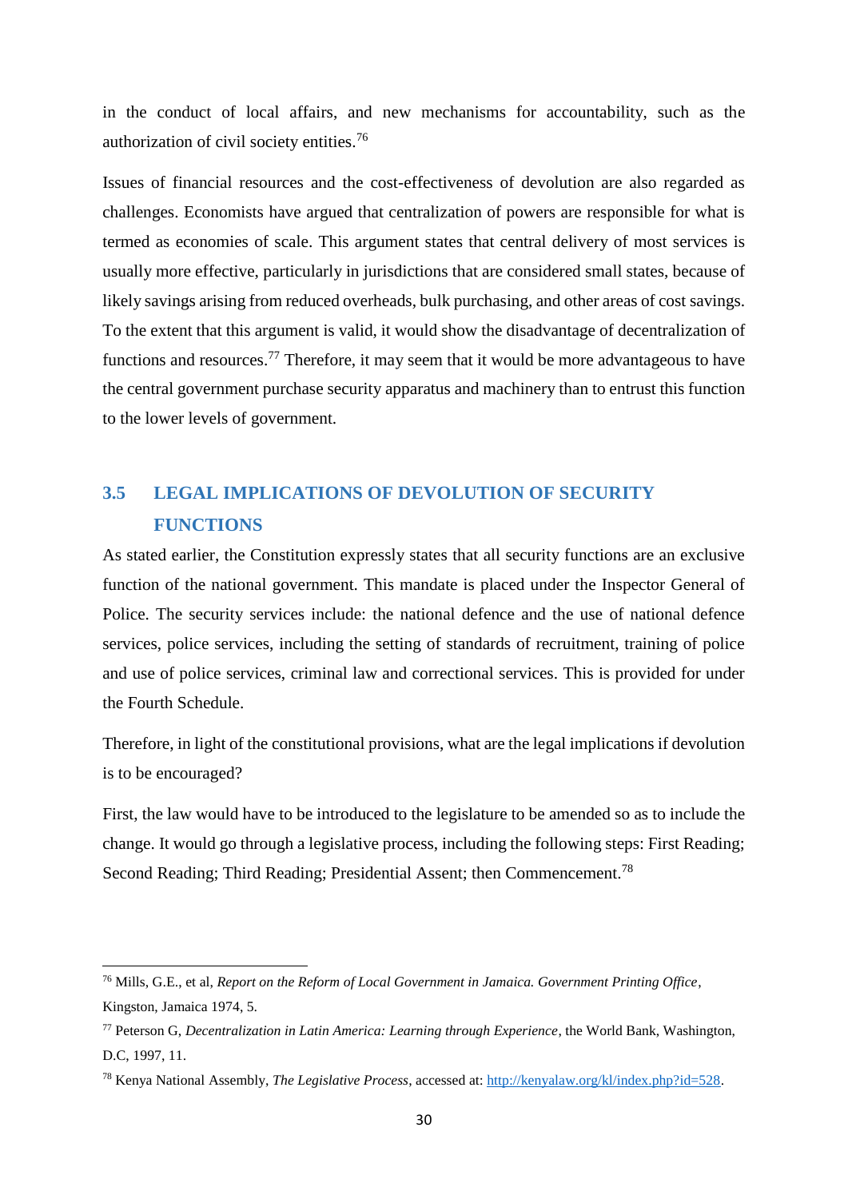in the conduct of local affairs, and new mechanisms for accountability, such as the authorization of civil society entities.[76]

Issues of financial resources and the cost-effectiveness of devolution are also regarded as challenges. Economists have argued that centralization of powers are responsible for what is termed as economies of scale. This argument states that central delivery of most services is usually more effective, particularly in jurisdictions that are considered small states, because of likely savings arising from reduced overheads, bulk purchasing, and other areas of cost savings. To the extent that this argument is valid, it would show the disadvantage of decentralization of functions and resources.[77] Therefore, it may seem that it would be more advantageous to have the central government purchase security apparatus and machinery than to entrust this function to the lower levels of government.

## 3.5 LEGAL IMPLICATIONS OF DEVOLUTION OF SECURITY FUNCTIONS

As stated earlier, the Constitution expressly states that all security functions are an exclusive function of the national government. This mandate is placed under the Inspector General of Police. The security services include: the national defence and the use of national defence services, police services, including the setting of standards of recruitment, training of police and use of police services, criminal law and correctional services. This is provided for under the Fourth Schedule.

Therefore, in light of the constitutional provisions, what are the legal implications if devolution is to be encouraged?

First, the law would have to be introduced to the legislature to be amended so as to include the change. It would go through a legislative process, including the following steps: First Reading; Second Reading; Third Reading; Presidential Assent; then Commencement.[78]

---

[76] Mills, G.E., et al, *Report on the Reform of Local Government in Jamaica. Government Printing Office*, Kingston, Jamaica 1974, 5.

[77] Peterson G, *Decentralization in Latin America: Learning through Experience*, the World Bank, Washington, D.C, 1997, 11.

[78] Kenya National Assembly, *The Legislative Process*, accessed at: http://kenyalaw.org/kl/index.php?id=528.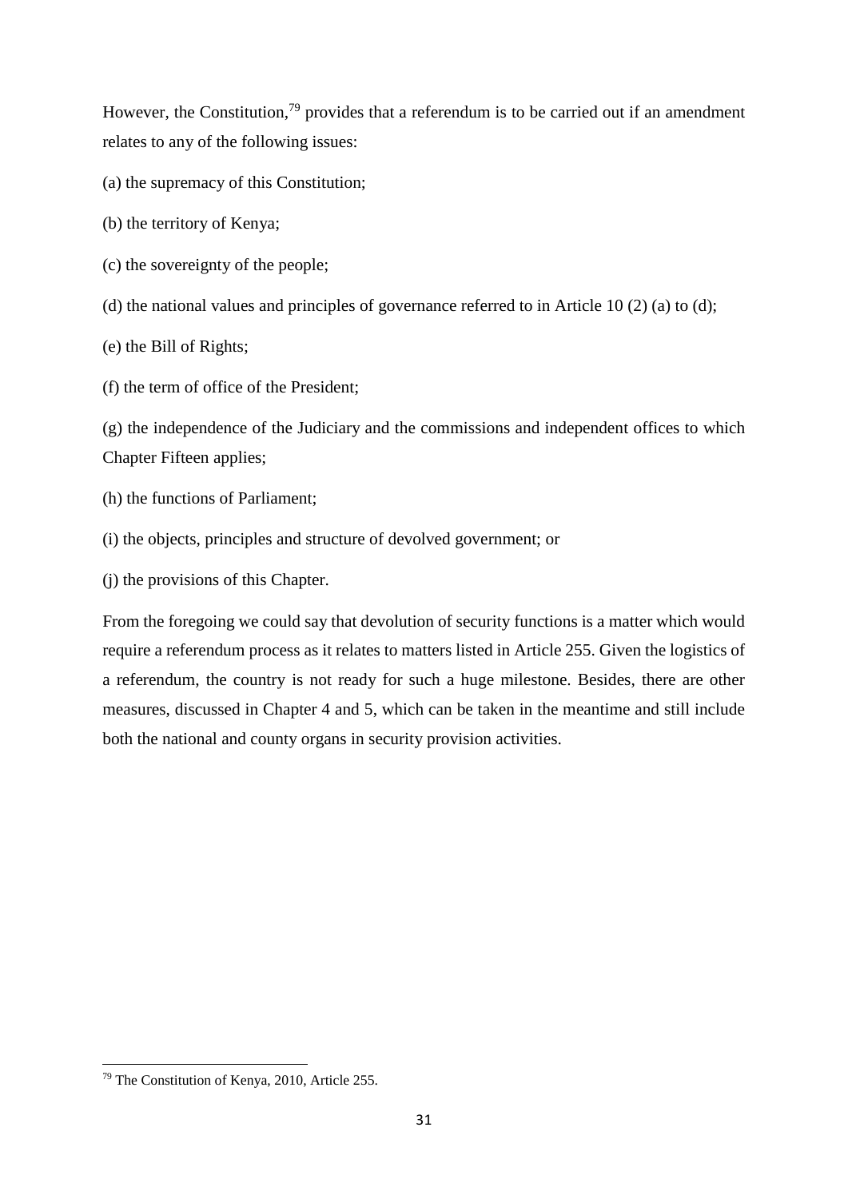However, the Constitution,[79] provides that a referendum is to be carried out if an amendment relates to any of the following issues:

(a) the supremacy of this Constitution;

(b) the territory of Kenya;

(c) the sovereignty of the people;

(d) the national values and principles of governance referred to in Article 10 (2) (a) to (d);

(e) the Bill of Rights;

(f) the term of office of the President;

(g) the independence of the Judiciary and the commissions and independent offices to which Chapter Fifteen applies;

(h) the functions of Parliament;

(i) the objects, principles and structure of devolved government; or

(j) the provisions of this Chapter.

From the foregoing we could say that devolution of security functions is a matter which would require a referendum process as it relates to matters listed in Article 255. Given the logistics of a referendum, the country is not ready for such a huge milestone. Besides, there are other measures, discussed in Chapter 4 and 5, which can be taken in the meantime and still include both the national and county organs in security provision activities.

---

[79] The Constitution of Kenya, 2010, Article 255.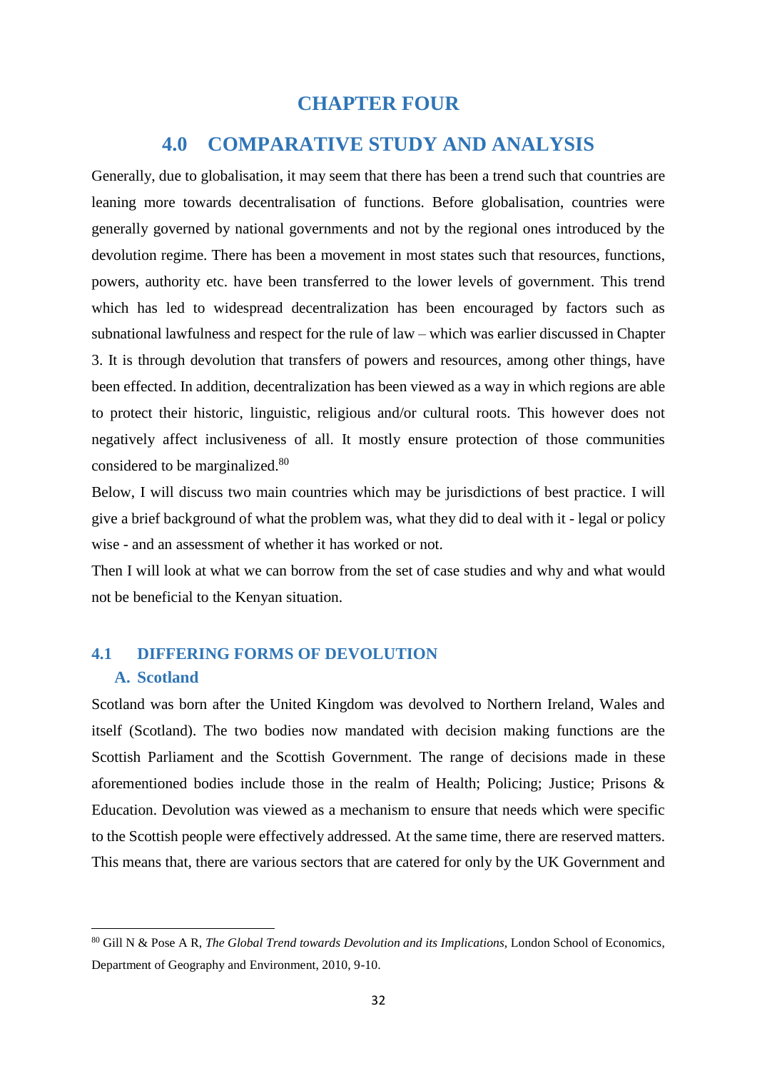# CHAPTER FOUR

## 4.0 COMPARATIVE STUDY AND ANALYSIS

Generally, due to globalisation, it may seem that there has been a trend such that countries are leaning more towards decentralisation of functions. Before globalisation, countries were generally governed by national governments and not by the regional ones introduced by the devolution regime. There has been a movement in most states such that resources, functions, powers, authority etc. have been transferred to the lower levels of government. This trend which has led to widespread decentralization has been encouraged by factors such as subnational lawfulness and respect for the rule of law – which was earlier discussed in Chapter 3. It is through devolution that transfers of powers and resources, among other things, have been effected. In addition, decentralization has been viewed as a way in which regions are able to protect their historic, linguistic, religious and/or cultural roots. This however does not negatively affect inclusiveness of all. It mostly ensure protection of those communities considered to be marginalized.[80]

Below, I will discuss two main countries which may be jurisdictions of best practice. I will give a brief background of what the problem was, what they did to deal with it - legal or policy wise - and an assessment of whether it has worked or not.

Then I will look at what we can borrow from the set of case studies and why and what would not be beneficial to the Kenyan situation.

### 4.1 DIFFERING FORMS OF DEVOLUTION

#### A. Scotland

Scotland was born after the United Kingdom was devolved to Northern Ireland, Wales and itself (Scotland). The two bodies now mandated with decision making functions are the Scottish Parliament and the Scottish Government. The range of decisions made in these aforementioned bodies include those in the realm of Health; Policing; Justice; Prisons & Education. Devolution was viewed as a mechanism to ensure that needs which were specific to the Scottish people were effectively addressed. At the same time, there are reserved matters. This means that, there are various sectors that are catered for only by the UK Government and

---

[80] Gill N & Pose A R, *The Global Trend towards Devolution and its Implications,* London School of Economics, Department of Geography and Environment, 2010, 9-10.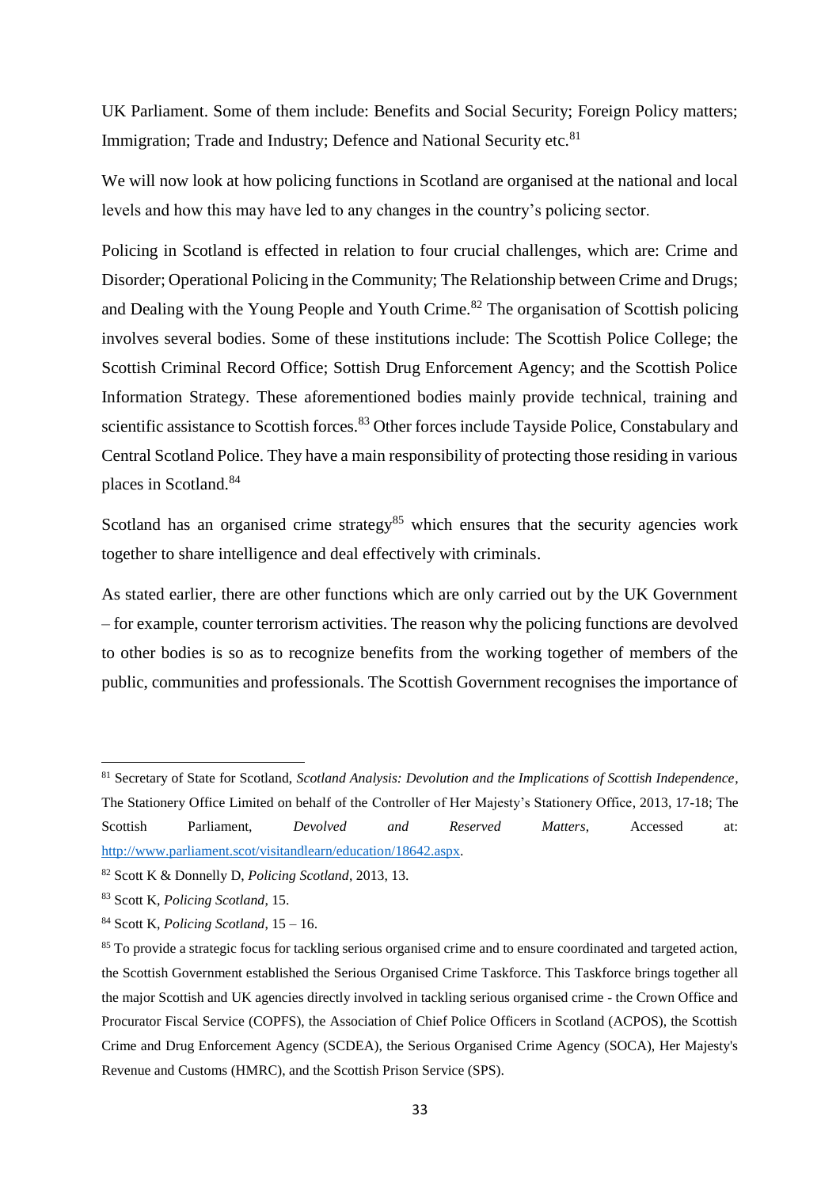UK Parliament. Some of them include: Benefits and Social Security; Foreign Policy matters; Immigration; Trade and Industry; Defence and National Security etc.[81]

We will now look at how policing functions in Scotland are organised at the national and local levels and how this may have led to any changes in the country's policing sector.

Policing in Scotland is effected in relation to four crucial challenges, which are: Crime and Disorder; Operational Policing in the Community; The Relationship between Crime and Drugs; and Dealing with the Young People and Youth Crime.[82] The organisation of Scottish policing involves several bodies. Some of these institutions include: The Scottish Police College; the Scottish Criminal Record Office; Sottish Drug Enforcement Agency; and the Scottish Police Information Strategy. These aforementioned bodies mainly provide technical, training and scientific assistance to Scottish forces.[83] Other forces include Tayside Police, Constabulary and Central Scotland Police. They have a main responsibility of protecting those residing in various places in Scotland.[84]

Scotland has an organised crime strategy[85] which ensures that the security agencies work together to share intelligence and deal effectively with criminals.

As stated earlier, there are other functions which are only carried out by the UK Government – for example, counter terrorism activities. The reason why the policing functions are devolved to other bodies is so as to recognize benefits from the working together of members of the public, communities and professionals. The Scottish Government recognises the importance of

---

[81] Secretary of State for Scotland, *Scotland Analysis: Devolution and the Implications of Scottish Independence*, The Stationery Office Limited on behalf of the Controller of Her Majesty's Stationery Office, 2013, 17-18; The Scottish Parliament, *Devolved and Reserved Matters*, Accessed at: http://www.parliament.scot/visitandlearn/education/18642.aspx.

[82] Scott K & Donnelly D, *Policing Scotland*, 2013, 13.

[83] Scott K, *Policing Scotland*, 15.

[84] Scott K, *Policing Scotland*, 15 – 16.

[85] To provide a strategic focus for tackling serious organised crime and to ensure coordinated and targeted action, the Scottish Government established the Serious Organised Crime Taskforce. This Taskforce brings together all the major Scottish and UK agencies directly involved in tackling serious organised crime - the Crown Office and Procurator Fiscal Service (COPFS), the Association of Chief Police Officers in Scotland (ACPOS), the Scottish Crime and Drug Enforcement Agency (SCDEA), the Serious Organised Crime Agency (SOCA), Her Majesty's Revenue and Customs (HMRC), and the Scottish Prison Service (SPS).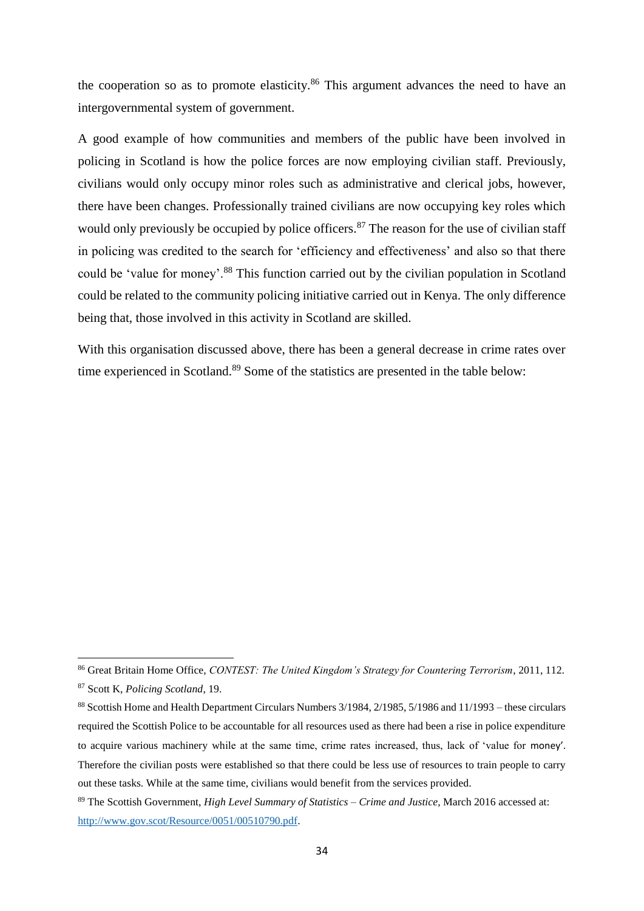the cooperation so as to promote elasticity.[86] This argument advances the need to have an intergovernmental system of government.

A good example of how communities and members of the public have been involved in policing in Scotland is how the police forces are now employing civilian staff. Previously, civilians would only occupy minor roles such as administrative and clerical jobs, however, there have been changes. Professionally trained civilians are now occupying key roles which would only previously be occupied by police officers.[87] The reason for the use of civilian staff in policing was credited to the search for 'efficiency and effectiveness' and also so that there could be 'value for money'.[88] This function carried out by the civilian population in Scotland could be related to the community policing initiative carried out in Kenya. The only difference being that, those involved in this activity in Scotland are skilled.

With this organisation discussed above, there has been a general decrease in crime rates over time experienced in Scotland.[89] Some of the statistics are presented in the table below:

---

[86] Great Britain Home Office, *CONTEST: The United Kingdom's Strategy for Countering Terrorism*, 2011, 112.

[87] Scott K, *Policing Scotland*, 19.

[88] Scottish Home and Health Department Circulars Numbers 3/1984, 2/1985, 5/1986 and 11/1993 – these circulars required the Scottish Police to be accountable for all resources used as there had been a rise in police expenditure to acquire various machinery while at the same time, crime rates increased, thus, lack of 'value for money'. Therefore the civilian posts were established so that there could be less use of resources to train people to carry out these tasks. While at the same time, civilians would benefit from the services provided.

[89] The Scottish Government, *High Level Summary of Statistics – Crime and Justice*, March 2016 accessed at: http://www.gov.scot/Resource/0051/00510790.pdf.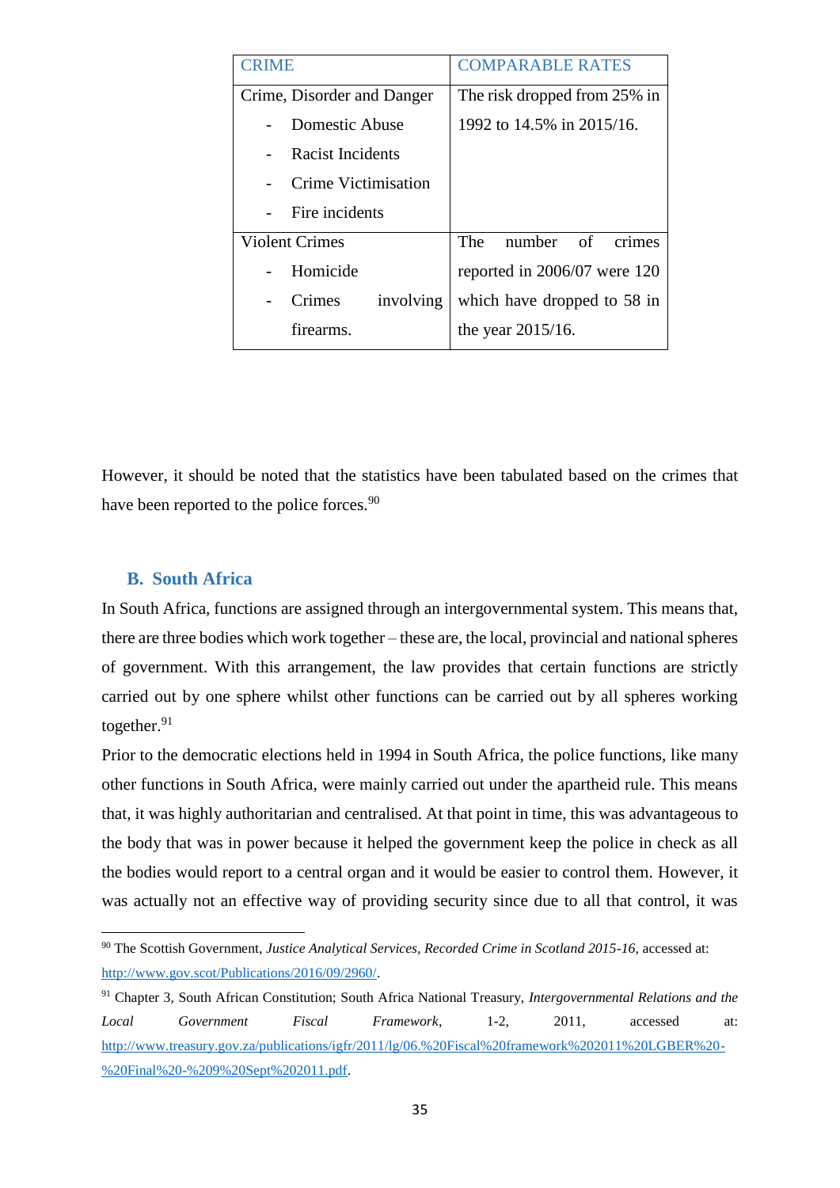| CRIME | COMPARABLE RATES |
|---|---|
| Crime, Disorder and Danger<br>- Domestic Abuse<br>- Racist Incidents<br>- Crime Victimisation<br>- Fire incidents | The risk dropped from 25% in 1992 to 14.5% in 2015/16. |
| Violent Crimes<br>- Homicide<br>- Crimes involving firearms. | The number of crimes reported in 2006/07 were 120 which have dropped to 58 in the year 2015/16. |

However, it should be noted that the statistics have been tabulated based on the crimes that have been reported to the police forces.[90]

## B. South Africa

In South Africa, functions are assigned through an intergovernmental system. This means that, there are three bodies which work together – these are, the local, provincial and national spheres of government. With this arrangement, the law provides that certain functions are strictly carried out by one sphere whilst other functions can be carried out by all spheres working together.[91]

Prior to the democratic elections held in 1994 in South Africa, the police functions, like many other functions in South Africa, were mainly carried out under the apartheid rule. This means that, it was highly authoritarian and centralised. At that point in time, this was advantageous to the body that was in power because it helped the government keep the police in check as all the bodies would report to a central organ and it would be easier to control them. However, it was actually not an effective way of providing security since due to all that control, it was

---

[90] The Scottish Government, *Justice Analytical Services, Recorded Crime in Scotland 2015-16*, accessed at: http://www.gov.scot/Publications/2016/09/2960/.

[91] Chapter 3, South African Constitution; South Africa National Treasury, *Intergovernmental Relations and the Local Government Fiscal Framework*, 1-2, 2011, accessed at: http://www.treasury.gov.za/publications/igfr/2011/lg/06.%20Fiscal%20framework%202011%20LGBER%20-%20Final%20-%209%20Sept%202011.pdf.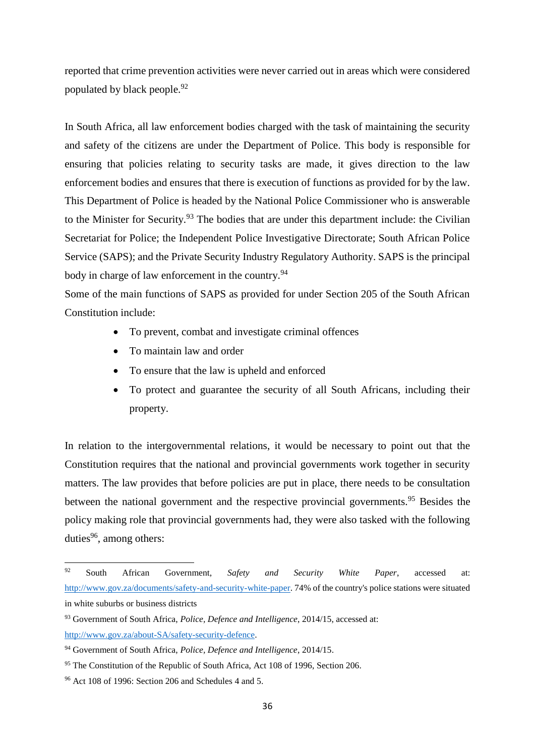reported that crime prevention activities were never carried out in areas which were considered populated by black people.[92]

In South Africa, all law enforcement bodies charged with the task of maintaining the security and safety of the citizens are under the Department of Police. This body is responsible for ensuring that policies relating to security tasks are made, it gives direction to the law enforcement bodies and ensures that there is execution of functions as provided for by the law. This Department of Police is headed by the National Police Commissioner who is answerable to the Minister for Security.[93] The bodies that are under this department include: the Civilian Secretariat for Police; the Independent Police Investigative Directorate; South African Police Service (SAPS); and the Private Security Industry Regulatory Authority. SAPS is the principal body in charge of law enforcement in the country.[94]

Some of the main functions of SAPS as provided for under Section 205 of the South African Constitution include:

- To prevent, combat and investigate criminal offences
- To maintain law and order
- To ensure that the law is upheld and enforced
- To protect and guarantee the security of all South Africans, including their property.

In relation to the intergovernmental relations, it would be necessary to point out that the Constitution requires that the national and provincial governments work together in security matters. The law provides that before policies are put in place, there needs to be consultation between the national government and the respective provincial governments.[95] Besides the policy making role that provincial governments had, they were also tasked with the following duties[96], among others:

---

[92] South African Government, *Safety and Security White Paper*, accessed at: http://www.gov.za/documents/safety-and-security-white-paper. 74% of the country's police stations were situated in white suburbs or business districts

[93] Government of South Africa, *Police, Defence and Intelligence*, 2014/15, accessed at: http://www.gov.za/about-SA/safety-security-defence.

[94] Government of South Africa, *Police, Defence and Intelligence*, 2014/15.

[95] The Constitution of the Republic of South Africa, Act 108 of 1996, Section 206.

[96] Act 108 of 1996: Section 206 and Schedules 4 and 5.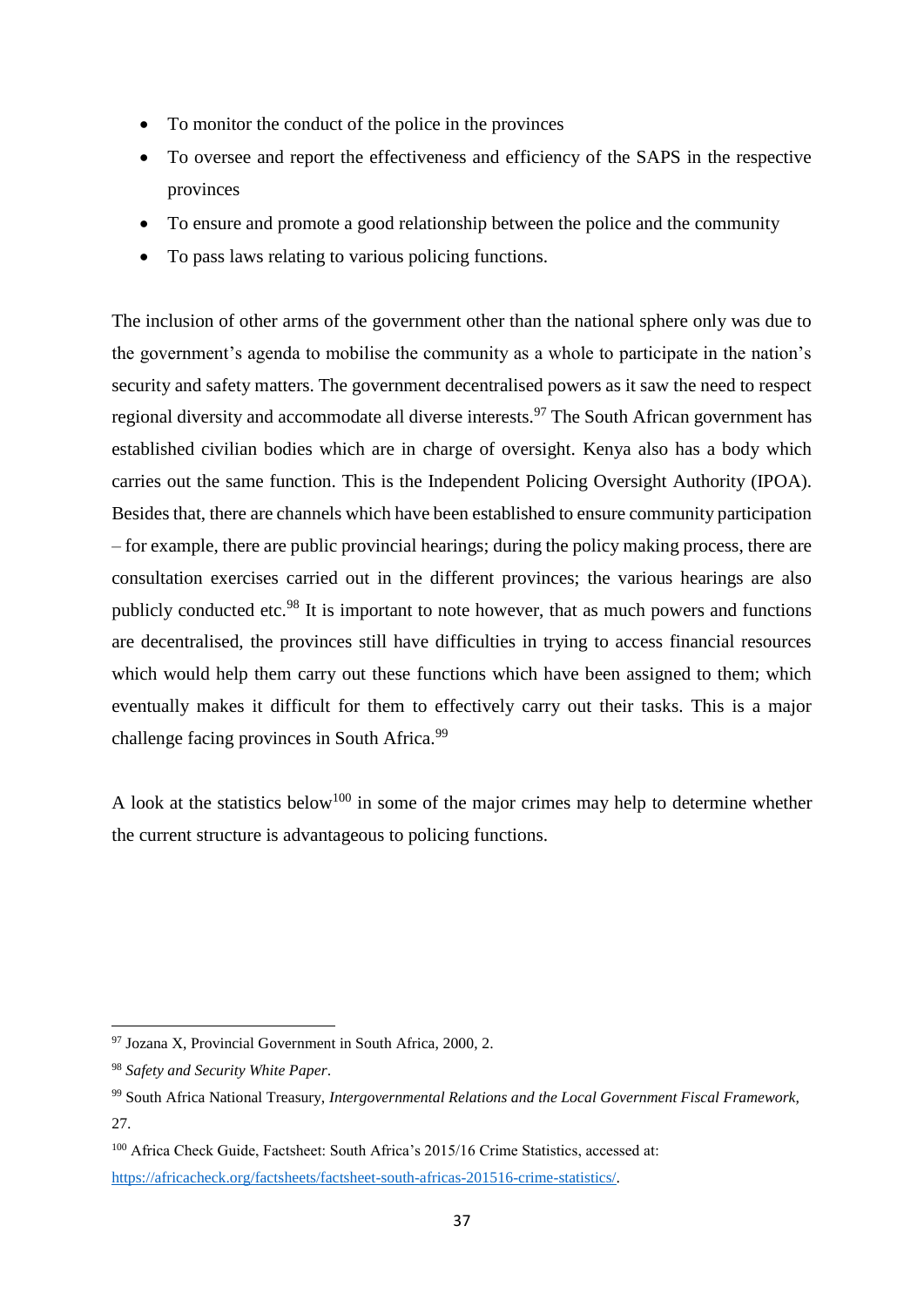- To monitor the conduct of the police in the provinces
- To oversee and report the effectiveness and efficiency of the SAPS in the respective provinces
- To ensure and promote a good relationship between the police and the community
- To pass laws relating to various policing functions.

The inclusion of other arms of the government other than the national sphere only was due to the government's agenda to mobilise the community as a whole to participate in the nation's security and safety matters. The government decentralised powers as it saw the need to respect regional diversity and accommodate all diverse interests.[97] The South African government has established civilian bodies which are in charge of oversight. Kenya also has a body which carries out the same function. This is the Independent Policing Oversight Authority (IPOA). Besides that, there are channels which have been established to ensure community participation – for example, there are public provincial hearings; during the policy making process, there are consultation exercises carried out in the different provinces; the various hearings are also publicly conducted etc.[98] It is important to note however, that as much powers and functions are decentralised, the provinces still have difficulties in trying to access financial resources which would help them carry out these functions which have been assigned to them; which eventually makes it difficult for them to effectively carry out their tasks. This is a major challenge facing provinces in South Africa.[99]

A look at the statistics below[100] in some of the major crimes may help to determine whether the current structure is advantageous to policing functions.

---

[97] Jozana X, Provincial Government in South Africa, 2000, 2.

[98] *Safety and Security White Paper*.

[99] South Africa National Treasury, *Intergovernmental Relations and the Local Government Fiscal Framework,* 27.

[100] Africa Check Guide, Factsheet: South Africa's 2015/16 Crime Statistics, accessed at: https://africacheck.org/factsheets/factsheet-south-africas-201516-crime-statistics/.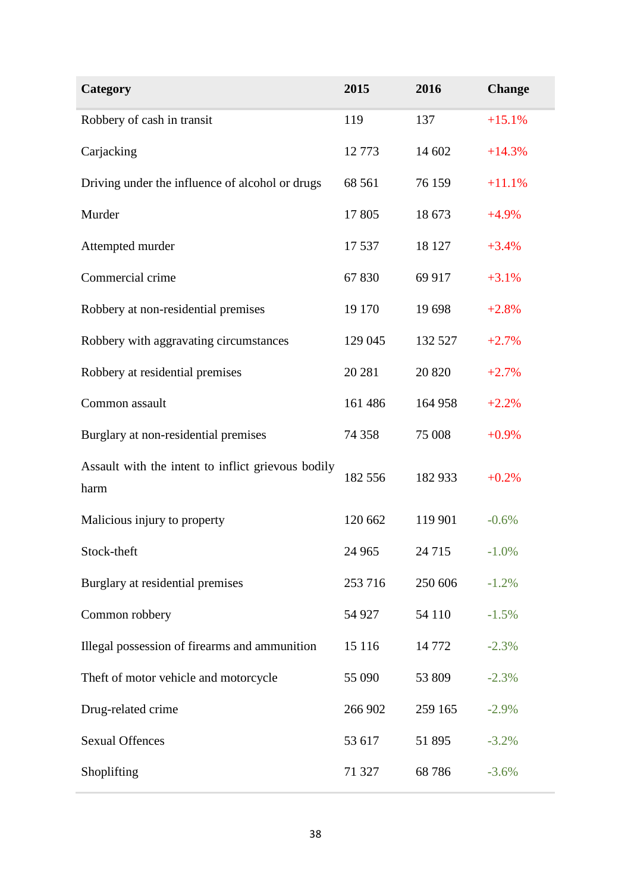| Category | 2015 | 2016 | Change |
|---|---|---|---|
| Robbery of cash in transit | 119 | 137 | +15.1% |
| Carjacking | 12 773 | 14 602 | +14.3% |
| Driving under the influence of alcohol or drugs | 68 561 | 76 159 | +11.1% |
| Murder | 17 805 | 18 673 | +4.9% |
| Attempted murder | 17 537 | 18 127 | +3.4% |
| Commercial crime | 67 830 | 69 917 | +3.1% |
| Robbery at non-residential premises | 19 170 | 19 698 | +2.8% |
| Robbery with aggravating circumstances | 129 045 | 132 527 | +2.7% |
| Robbery at residential premises | 20 281 | 20 820 | +2.7% |
| Common assault | 161 486 | 164 958 | +2.2% |
| Burglary at non-residential premises | 74 358 | 75 008 | +0.9% |
| Assault with the intent to inflict grievous bodily harm | 182 556 | 182 933 | +0.2% |
| Malicious injury to property | 120 662 | 119 901 | -0.6% |
| Stock-theft | 24 965 | 24 715 | -1.0% |
| Burglary at residential premises | 253 716 | 250 606 | -1.2% |
| Common robbery | 54 927 | 54 110 | -1.5% |
| Illegal possession of firearms and ammunition | 15 116 | 14 772 | -2.3% |
| Theft of motor vehicle and motorcycle | 55 090 | 53 809 | -2.3% |
| Drug-related crime | 266 902 | 259 165 | -2.9% |
| Sexual Offences | 53 617 | 51 895 | -3.2% |
| Shoplifting | 71 327 | 68 786 | -3.6% |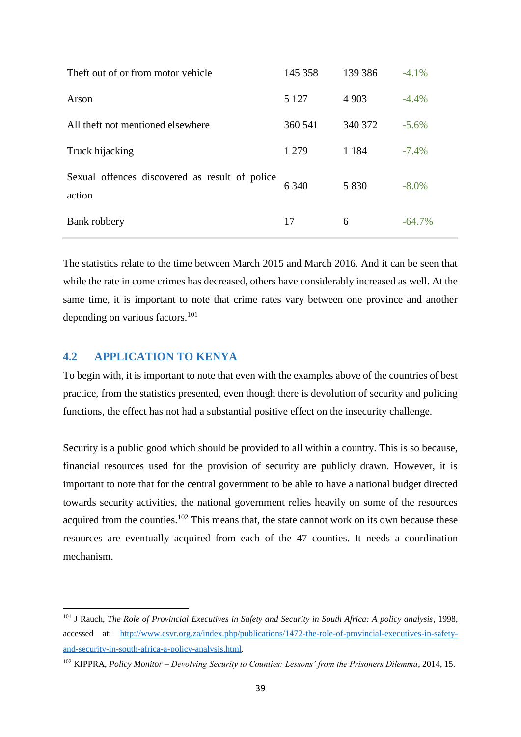| | | | |
|---|---|---|---|
| Theft out of or from motor vehicle | 145 358 | 139 386 | -4.1% |
| Arson | 5 127 | 4 903 | -4.4% |
| All theft not mentioned elsewhere | 360 541 | 340 372 | -5.6% |
| Truck hijacking | 1 279 | 1 184 | -7.4% |
| Sexual offences discovered as result of police action | 6 340 | 5 830 | -8.0% |
| Bank robbery | 17 | 6 | -64.7% |

The statistics relate to the time between March 2015 and March 2016. And it can be seen that while the rate in come crimes has decreased, others have considerably increased as well. At the same time, it is important to note that crime rates vary between one province and another depending on various factors.[101]

## 4.2 APPLICATION TO KENYA

To begin with, it is important to note that even with the examples above of the countries of best practice, from the statistics presented, even though there is devolution of security and policing functions, the effect has not had a substantial positive effect on the insecurity challenge.

Security is a public good which should be provided to all within a country. This is so because, financial resources used for the provision of security are publicly drawn. However, it is important to note that for the central government to be able to have a national budget directed towards security activities, the national government relies heavily on some of the resources acquired from the counties.[102] This means that, the state cannot work on its own because these resources are eventually acquired from each of the 47 counties. It needs a coordination mechanism.

---

[101] J Rauch, *The Role of Provincial Executives in Safety and Security in South Africa: A policy analysis*, 1998, accessed at: http://www.csvr.org.za/index.php/publications/1472-the-role-of-provincial-executives-in-safety-and-security-in-south-africa-a-policy-analysis.html.

[102] KIPPRA, *Policy Monitor – Devolving Security to Counties: Lessons' from the Prisoners Dilemma*, 2014, 15.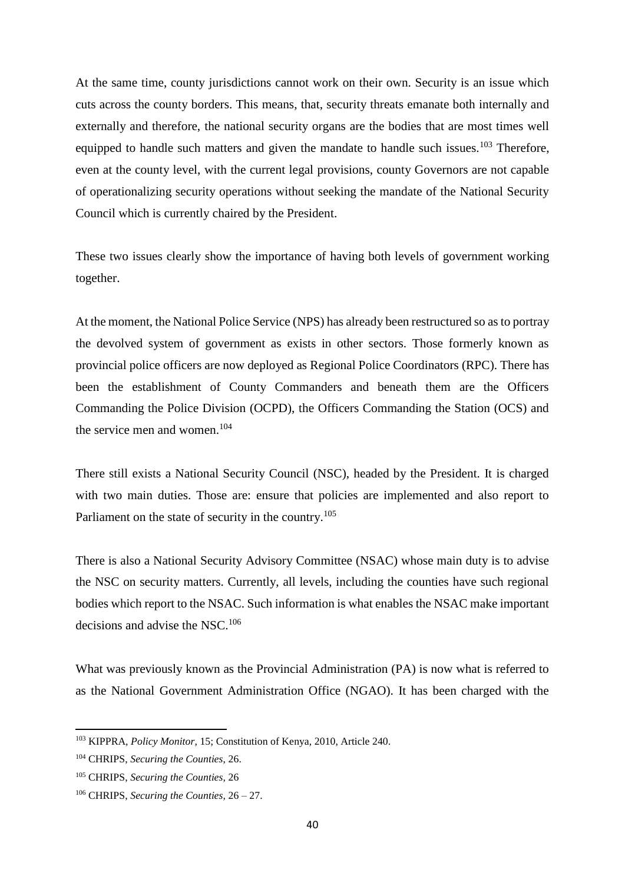At the same time, county jurisdictions cannot work on their own. Security is an issue which cuts across the county borders. This means, that, security threats emanate both internally and externally and therefore, the national security organs are the bodies that are most times well equipped to handle such matters and given the mandate to handle such issues.[103] Therefore, even at the county level, with the current legal provisions, county Governors are not capable of operationalizing security operations without seeking the mandate of the National Security Council which is currently chaired by the President.

These two issues clearly show the importance of having both levels of government working together.

At the moment, the National Police Service (NPS) has already been restructured so as to portray the devolved system of government as exists in other sectors. Those formerly known as provincial police officers are now deployed as Regional Police Coordinators (RPC). There has been the establishment of County Commanders and beneath them are the Officers Commanding the Police Division (OCPD), the Officers Commanding the Station (OCS) and the service men and women.[104]

There still exists a National Security Council (NSC), headed by the President. It is charged with two main duties. Those are: ensure that policies are implemented and also report to Parliament on the state of security in the country.[105]

There is also a National Security Advisory Committee (NSAC) whose main duty is to advise the NSC on security matters. Currently, all levels, including the counties have such regional bodies which report to the NSAC. Such information is what enables the NSAC make important decisions and advise the NSC.[106]

What was previously known as the Provincial Administration (PA) is now what is referred to as the National Government Administration Office (NGAO). It has been charged with the

---

[103] KIPPRA, *Policy Monitor*, 15; Constitution of Kenya, 2010, Article 240.

[104] CHRIPS, *Securing the Counties*, 26.

[105] CHRIPS, *Securing the Counties*, 26

[106] CHRIPS, *Securing the Counties*, 26 – 27.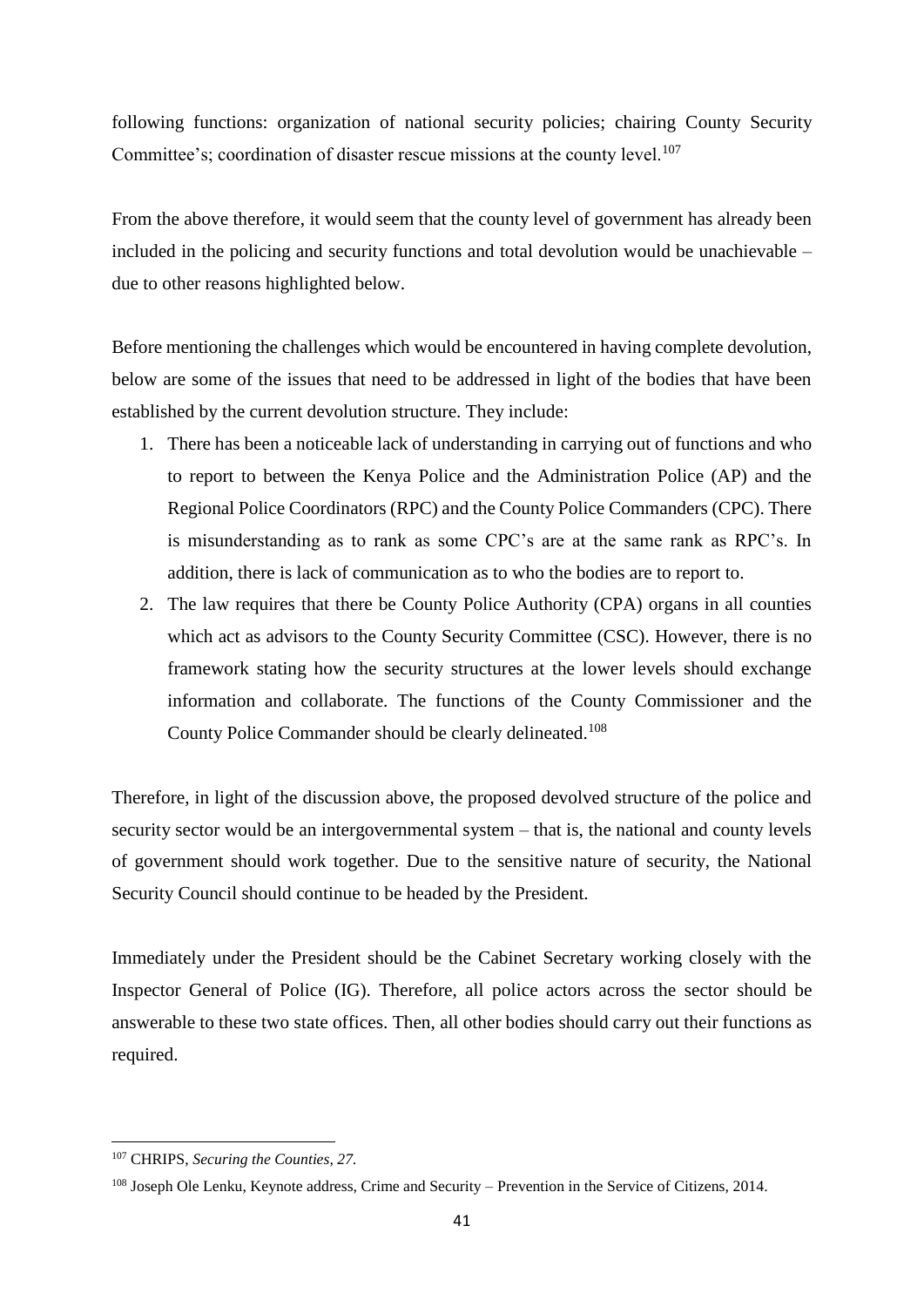following functions: organization of national security policies; chairing County Security Committee's; coordination of disaster rescue missions at the county level.[107]

From the above therefore, it would seem that the county level of government has already been included in the policing and security functions and total devolution would be unachievable – due to other reasons highlighted below.

Before mentioning the challenges which would be encountered in having complete devolution, below are some of the issues that need to be addressed in light of the bodies that have been established by the current devolution structure. They include:

1. There has been a noticeable lack of understanding in carrying out of functions and who to report to between the Kenya Police and the Administration Police (AP) and the Regional Police Coordinators (RPC) and the County Police Commanders (CPC). There is misunderstanding as to rank as some CPC's are at the same rank as RPC's. In addition, there is lack of communication as to who the bodies are to report to.
2. The law requires that there be County Police Authority (CPA) organs in all counties which act as advisors to the County Security Committee (CSC). However, there is no framework stating how the security structures at the lower levels should exchange information and collaborate. The functions of the County Commissioner and the County Police Commander should be clearly delineated.[108]

Therefore, in light of the discussion above, the proposed devolved structure of the police and security sector would be an intergovernmental system – that is, the national and county levels of government should work together. Due to the sensitive nature of security, the National Security Council should continue to be headed by the President.

Immediately under the President should be the Cabinet Secretary working closely with the Inspector General of Police (IG). Therefore, all police actors across the sector should be answerable to these two state offices. Then, all other bodies should carry out their functions as required.

[107] CHRIPS, *Securing the Counties, 27.*

[108] Joseph Ole Lenku, Keynote address, Crime and Security – Prevention in the Service of Citizens, 2014.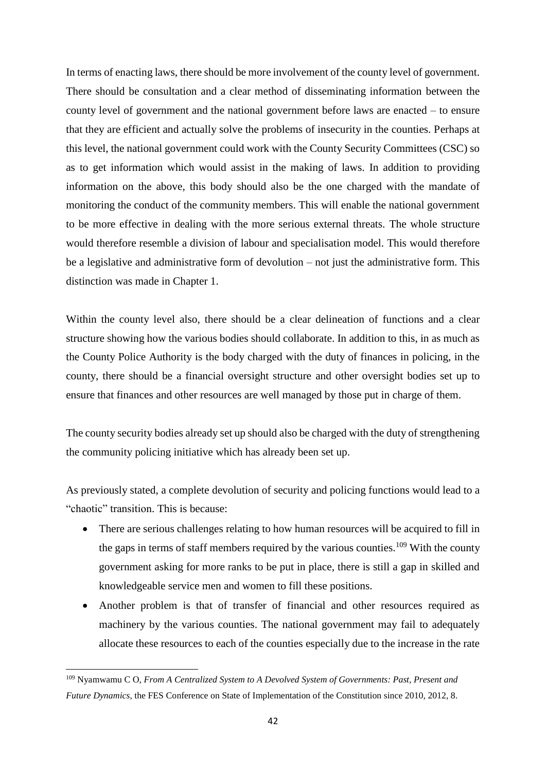In terms of enacting laws, there should be more involvement of the county level of government. There should be consultation and a clear method of disseminating information between the county level of government and the national government before laws are enacted – to ensure that they are efficient and actually solve the problems of insecurity in the counties. Perhaps at this level, the national government could work with the County Security Committees (CSC) so as to get information which would assist in the making of laws. In addition to providing information on the above, this body should also be the one charged with the mandate of monitoring the conduct of the community members. This will enable the national government to be more effective in dealing with the more serious external threats. The whole structure would therefore resemble a division of labour and specialisation model. This would therefore be a legislative and administrative form of devolution – not just the administrative form. This distinction was made in Chapter 1.

Within the county level also, there should be a clear delineation of functions and a clear structure showing how the various bodies should collaborate. In addition to this, in as much as the County Police Authority is the body charged with the duty of finances in policing, in the county, there should be a financial oversight structure and other oversight bodies set up to ensure that finances and other resources are well managed by those put in charge of them.

The county security bodies already set up should also be charged with the duty of strengthening the community policing initiative which has already been set up.

As previously stated, a complete devolution of security and policing functions would lead to a "chaotic" transition. This is because:

- There are serious challenges relating to how human resources will be acquired to fill in the gaps in terms of staff members required by the various counties.[109] With the county government asking for more ranks to be put in place, there is still a gap in skilled and knowledgeable service men and women to fill these positions.
- Another problem is that of transfer of financial and other resources required as machinery by the various counties. The national government may fail to adequately allocate these resources to each of the counties especially due to the increase in the rate

---

[109] Nyamwamu C O, *From A Centralized System to A Devolved System of Governments: Past, Present and Future Dynamics*, the FES Conference on State of Implementation of the Constitution since 2010, 2012, 8.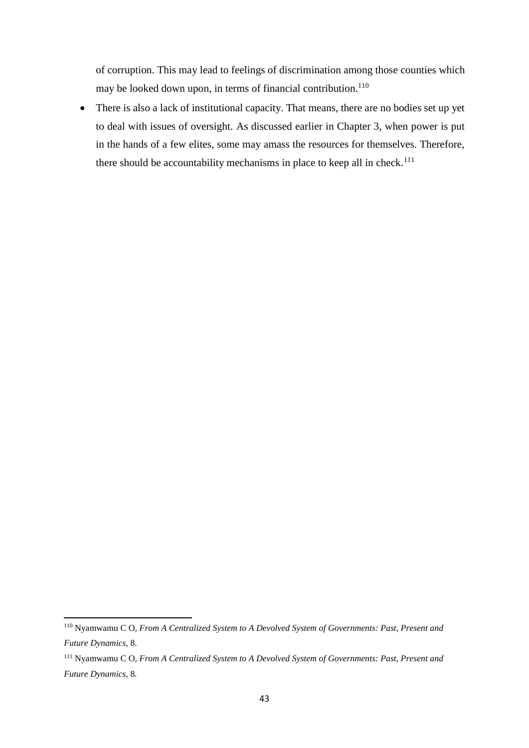of corruption. This may lead to feelings of discrimination among those counties which may be looked down upon, in terms of financial contribution.[110]

- There is also a lack of institutional capacity. That means, there are no bodies set up yet to deal with issues of oversight. As discussed earlier in Chapter 3, when power is put in the hands of a few elites, some may amass the resources for themselves. Therefore, there should be accountability mechanisms in place to keep all in check.[111]

---

[110] Nyamwamu C O, *From A Centralized System to A Devolved System of Governments: Past, Present and Future Dynamics,* 8.

[111] Nyamwamu C O, *From A Centralized System to A Devolved System of Governments: Past, Present and Future Dynamics,* 8.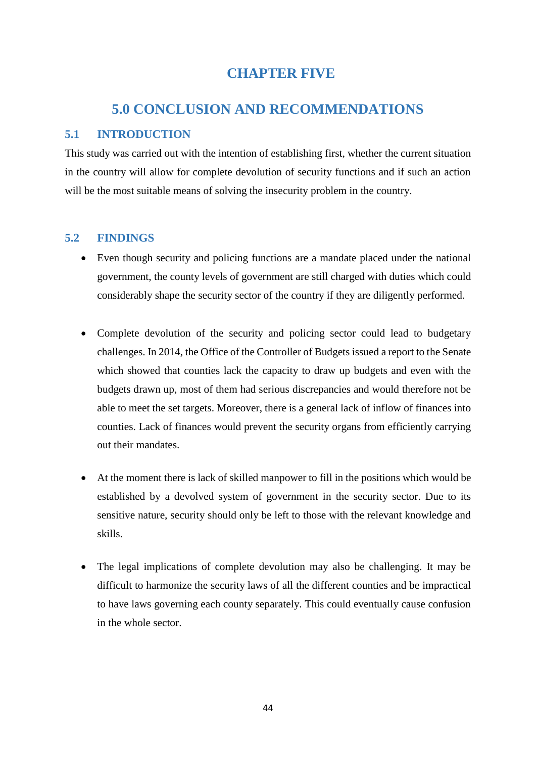# CHAPTER FIVE

# 5.0 CONCLUSION AND RECOMMENDATIONS

## 5.1 INTRODUCTION

This study was carried out with the intention of establishing first, whether the current situation in the country will allow for complete devolution of security functions and if such an action will be the most suitable means of solving the insecurity problem in the country.

## 5.2 FINDINGS

- Even though security and policing functions are a mandate placed under the national government, the county levels of government are still charged with duties which could considerably shape the security sector of the country if they are diligently performed.

- Complete devolution of the security and policing sector could lead to budgetary challenges. In 2014, the Office of the Controller of Budgets issued a report to the Senate which showed that counties lack the capacity to draw up budgets and even with the budgets drawn up, most of them had serious discrepancies and would therefore not be able to meet the set targets. Moreover, there is a general lack of inflow of finances into counties. Lack of finances would prevent the security organs from efficiently carrying out their mandates.

- At the moment there is lack of skilled manpower to fill in the positions which would be established by a devolved system of government in the security sector. Due to its sensitive nature, security should only be left to those with the relevant knowledge and skills.

- The legal implications of complete devolution may also be challenging. It may be difficult to harmonize the security laws of all the different counties and be impractical to have laws governing each county separately. This could eventually cause confusion in the whole sector.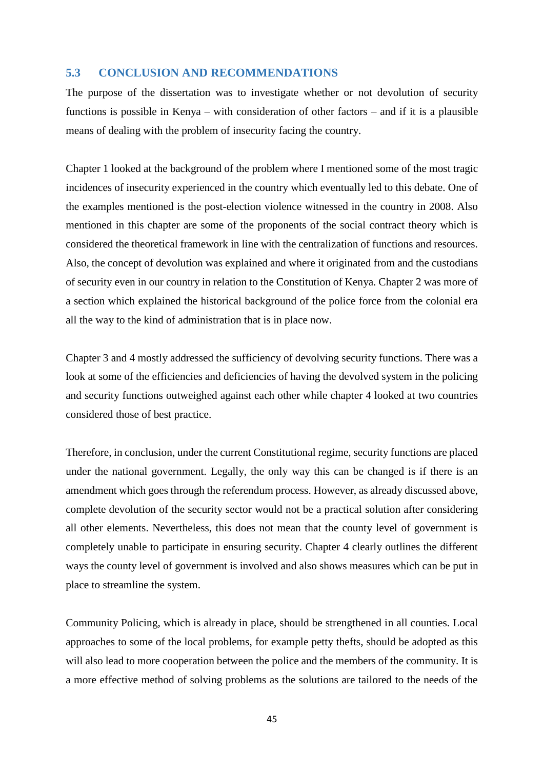## 5.3 CONCLUSION AND RECOMMENDATIONS

The purpose of the dissertation was to investigate whether or not devolution of security functions is possible in Kenya – with consideration of other factors – and if it is a plausible means of dealing with the problem of insecurity facing the country.

Chapter 1 looked at the background of the problem where I mentioned some of the most tragic incidences of insecurity experienced in the country which eventually led to this debate. One of the examples mentioned is the post-election violence witnessed in the country in 2008. Also mentioned in this chapter are some of the proponents of the social contract theory which is considered the theoretical framework in line with the centralization of functions and resources. Also, the concept of devolution was explained and where it originated from and the custodians of security even in our country in relation to the Constitution of Kenya. Chapter 2 was more of a section which explained the historical background of the police force from the colonial era all the way to the kind of administration that is in place now.

Chapter 3 and 4 mostly addressed the sufficiency of devolving security functions. There was a look at some of the efficiencies and deficiencies of having the devolved system in the policing and security functions outweighed against each other while chapter 4 looked at two countries considered those of best practice.

Therefore, in conclusion, under the current Constitutional regime, security functions are placed under the national government. Legally, the only way this can be changed is if there is an amendment which goes through the referendum process. However, as already discussed above, complete devolution of the security sector would not be a practical solution after considering all other elements. Nevertheless, this does not mean that the county level of government is completely unable to participate in ensuring security. Chapter 4 clearly outlines the different ways the county level of government is involved and also shows measures which can be put in place to streamline the system.

Community Policing, which is already in place, should be strengthened in all counties. Local approaches to some of the local problems, for example petty thefts, should be adopted as this will also lead to more cooperation between the police and the members of the community. It is a more effective method of solving problems as the solutions are tailored to the needs of the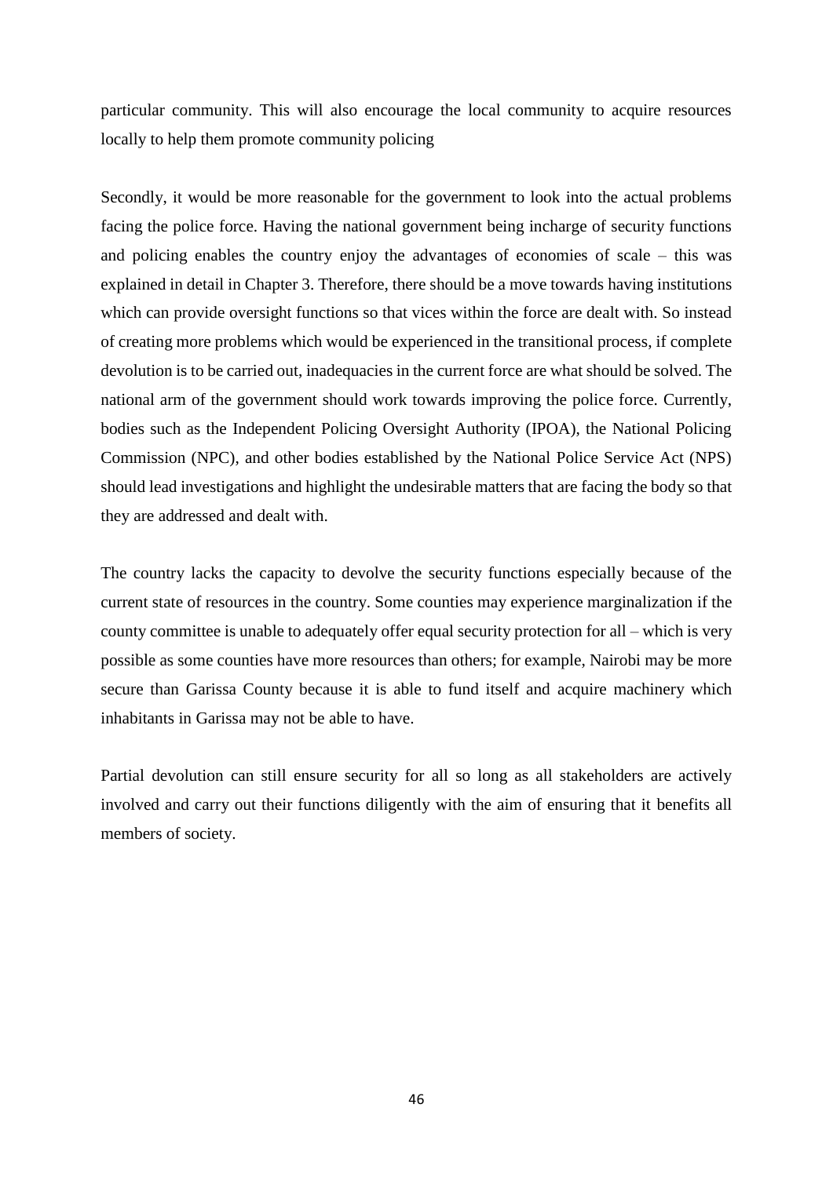particular community. This will also encourage the local community to acquire resources locally to help them promote community policing

Secondly, it would be more reasonable for the government to look into the actual problems facing the police force. Having the national government being incharge of security functions and policing enables the country enjoy the advantages of economies of scale – this was explained in detail in Chapter 3. Therefore, there should be a move towards having institutions which can provide oversight functions so that vices within the force are dealt with. So instead of creating more problems which would be experienced in the transitional process, if complete devolution is to be carried out, inadequacies in the current force are what should be solved. The national arm of the government should work towards improving the police force. Currently, bodies such as the Independent Policing Oversight Authority (IPOA), the National Policing Commission (NPC), and other bodies established by the National Police Service Act (NPS) should lead investigations and highlight the undesirable matters that are facing the body so that they are addressed and dealt with.

The country lacks the capacity to devolve the security functions especially because of the current state of resources in the country. Some counties may experience marginalization if the county committee is unable to adequately offer equal security protection for all – which is very possible as some counties have more resources than others; for example, Nairobi may be more secure than Garissa County because it is able to fund itself and acquire machinery which inhabitants in Garissa may not be able to have.

Partial devolution can still ensure security for all so long as all stakeholders are actively involved and carry out their functions diligently with the aim of ensuring that it benefits all members of society.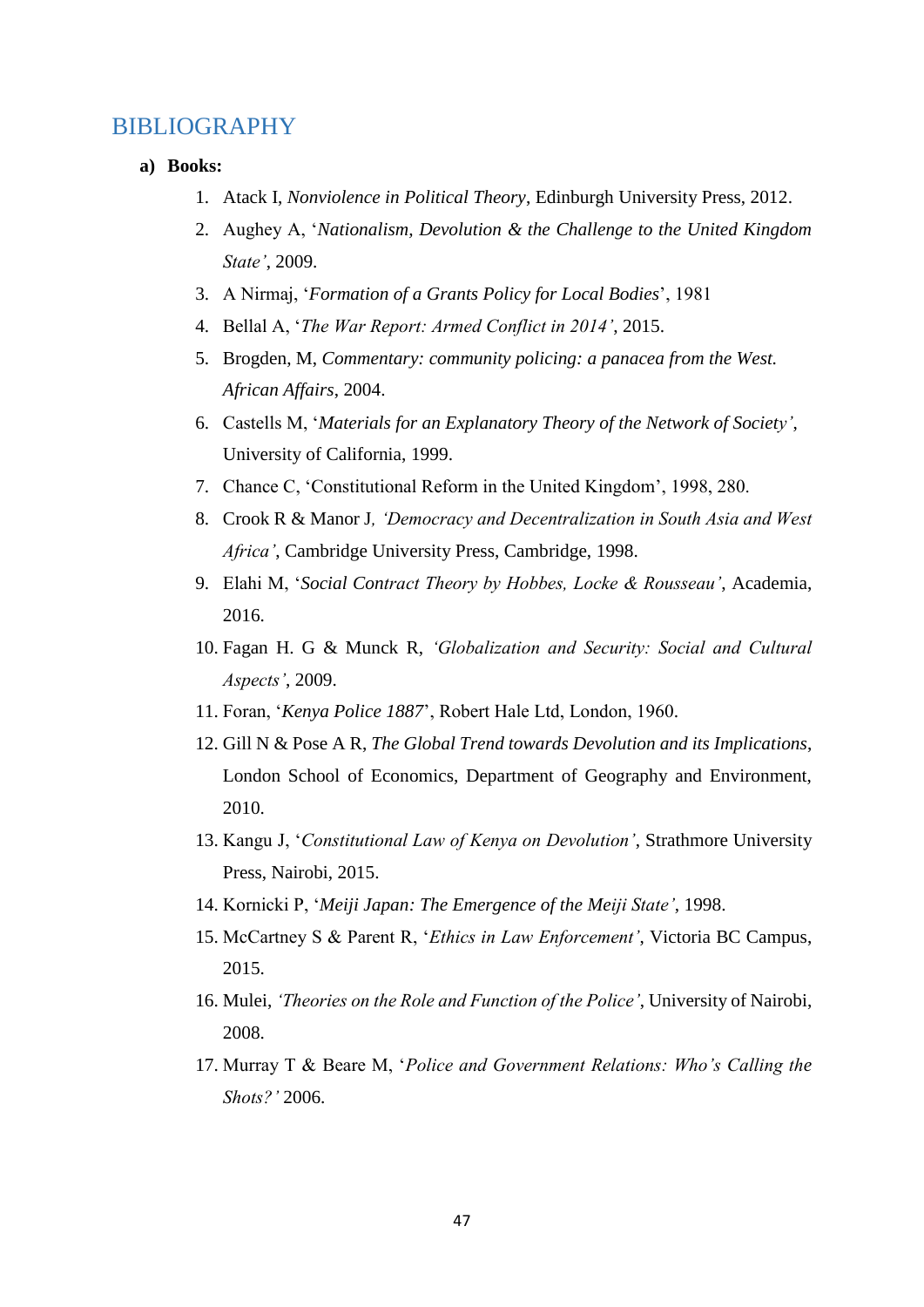# BIBLIOGRAPHY

**a) Books:**

1. Atack I, *Nonviolence in Political Theory*, Edinburgh University Press, 2012.
2. Aughey A, '*Nationalism, Devolution & the Challenge to the United Kingdom State'*, 2009.
3. A Nirmaj, '*Formation of a Grants Policy for Local Bodies*', 1981
4. Bellal A, '*The War Report: Armed Conflict in 2014'*, 2015.
5. Brogden, M, *Commentary: community policing: a panacea from the West. African Affairs*, 2004.
6. Castells M, '*Materials for an Explanatory Theory of the Network of Society'*, University of California, 1999.
7. Chance C, 'Constitutional Reform in the United Kingdom', 1998, 280.
8. Crook R & Manor J*, 'Democracy and Decentralization in South Asia and West Africa'*, Cambridge University Press, Cambridge, 1998.
9. Elahi M, '*Social Contract Theory by Hobbes, Locke & Rousseau'*, Academia, 2016.
10. Fagan H. G & Munck R, *'Globalization and Security: Social and Cultural Aspects'*, 2009.
11. Foran, '*Kenya Police 1887*', Robert Hale Ltd, London, 1960.
12. Gill N & Pose A R, *The Global Trend towards Devolution and its Implications*, London School of Economics, Department of Geography and Environment, 2010.
13. Kangu J, '*Constitutional Law of Kenya on Devolution'*, Strathmore University Press, Nairobi, 2015.
14. Kornicki P, '*Meiji Japan: The Emergence of the Meiji State'*, 1998.
15. McCartney S & Parent R, '*Ethics in Law Enforcement'*, Victoria BC Campus, 2015.
16. Mulei, *'Theories on the Role and Function of the Police'*, University of Nairobi, 2008.
17. Murray T & Beare M, '*Police and Government Relations: Who's Calling the Shots?'* 2006.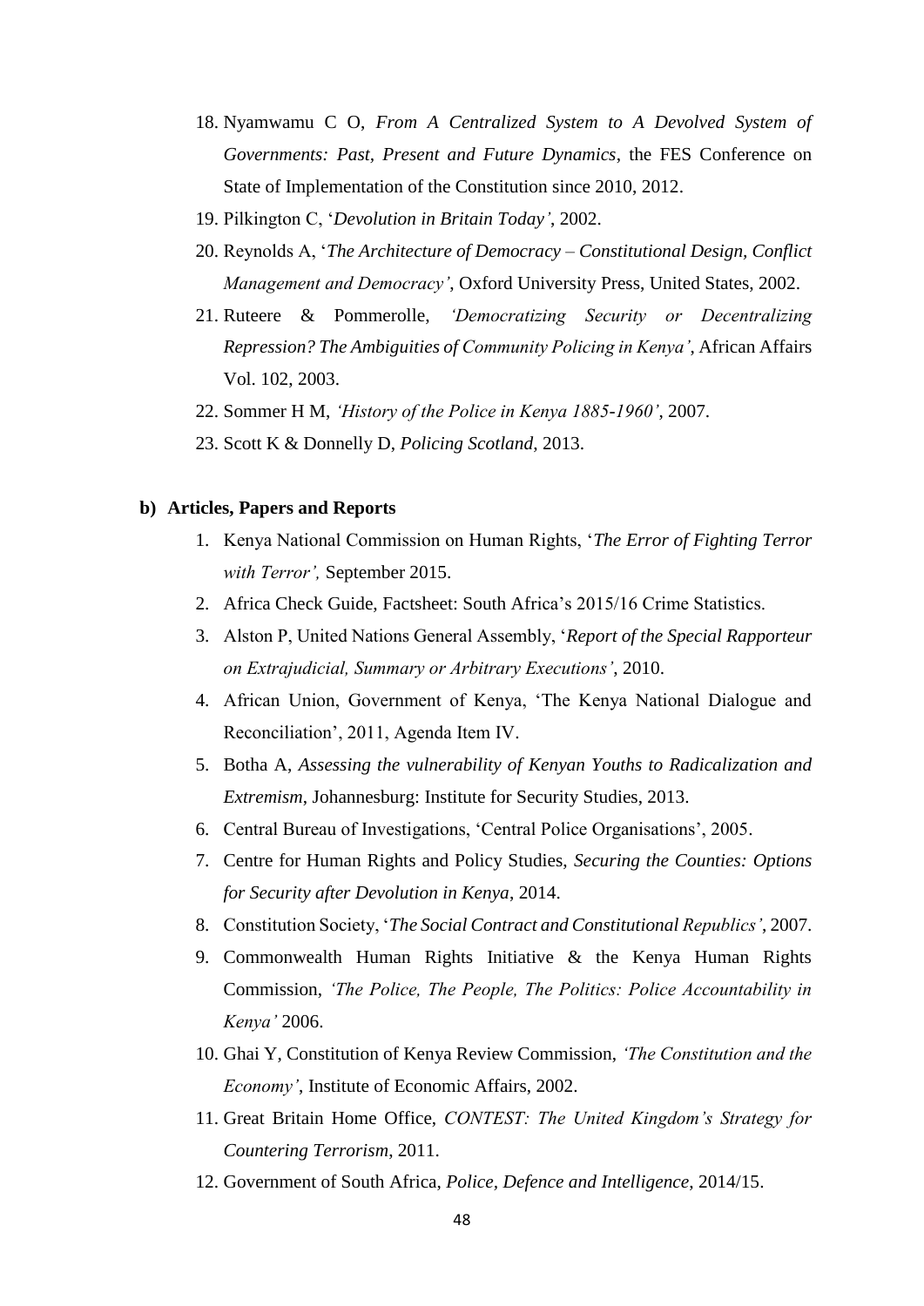18. Nyamwamu C O, *From A Centralized System to A Devolved System of Governments: Past, Present and Future Dynamics*, the FES Conference on State of Implementation of the Constitution since 2010, 2012.
19. Pilkington C, '*Devolution in Britain Today'*, 2002.
20. Reynolds A, '*The Architecture of Democracy – Constitutional Design, Conflict Management and Democracy'*, Oxford University Press, United States, 2002.
21. Ruteere & Pommerolle, *'Democratizing Security or Decentralizing Repression? The Ambiguities of Community Policing in Kenya'*, African Affairs Vol. 102, 2003.
22. Sommer H M, *'History of the Police in Kenya 1885-1960'*, 2007.
23. Scott K & Donnelly D, *Policing Scotland*, 2013.

**b) Articles, Papers and Reports**

1. Kenya National Commission on Human Rights, '*The Error of Fighting Terror with Terror',* September 2015.
2. Africa Check Guide, Factsheet: South Africa's 2015/16 Crime Statistics.
3. Alston P, United Nations General Assembly, '*Report of the Special Rapporteur on Extrajudicial, Summary or Arbitrary Executions'*, 2010.
4. African Union, Government of Kenya, 'The Kenya National Dialogue and Reconciliation', 2011, Agenda Item IV.
5. Botha A, *Assessing the vulnerability of Kenyan Youths to Radicalization and Extremism*, Johannesburg: Institute for Security Studies, 2013.
6. Central Bureau of Investigations, 'Central Police Organisations', 2005.
7. Centre for Human Rights and Policy Studies, *Securing the Counties: Options for Security after Devolution in Kenya*, 2014.
8. Constitution Society, '*The Social Contract and Constitutional Republics'*, 2007.
9. Commonwealth Human Rights Initiative & the Kenya Human Rights Commission, *'The Police, The People, The Politics: Police Accountability in Kenya'* 2006.
10. Ghai Y, Constitution of Kenya Review Commission, *'The Constitution and the Economy'*, Institute of Economic Affairs, 2002.
11. Great Britain Home Office, *CONTEST: The United Kingdom's Strategy for Countering Terrorism*, 2011.
12. Government of South Africa, *Police, Defence and Intelligence*, 2014/15.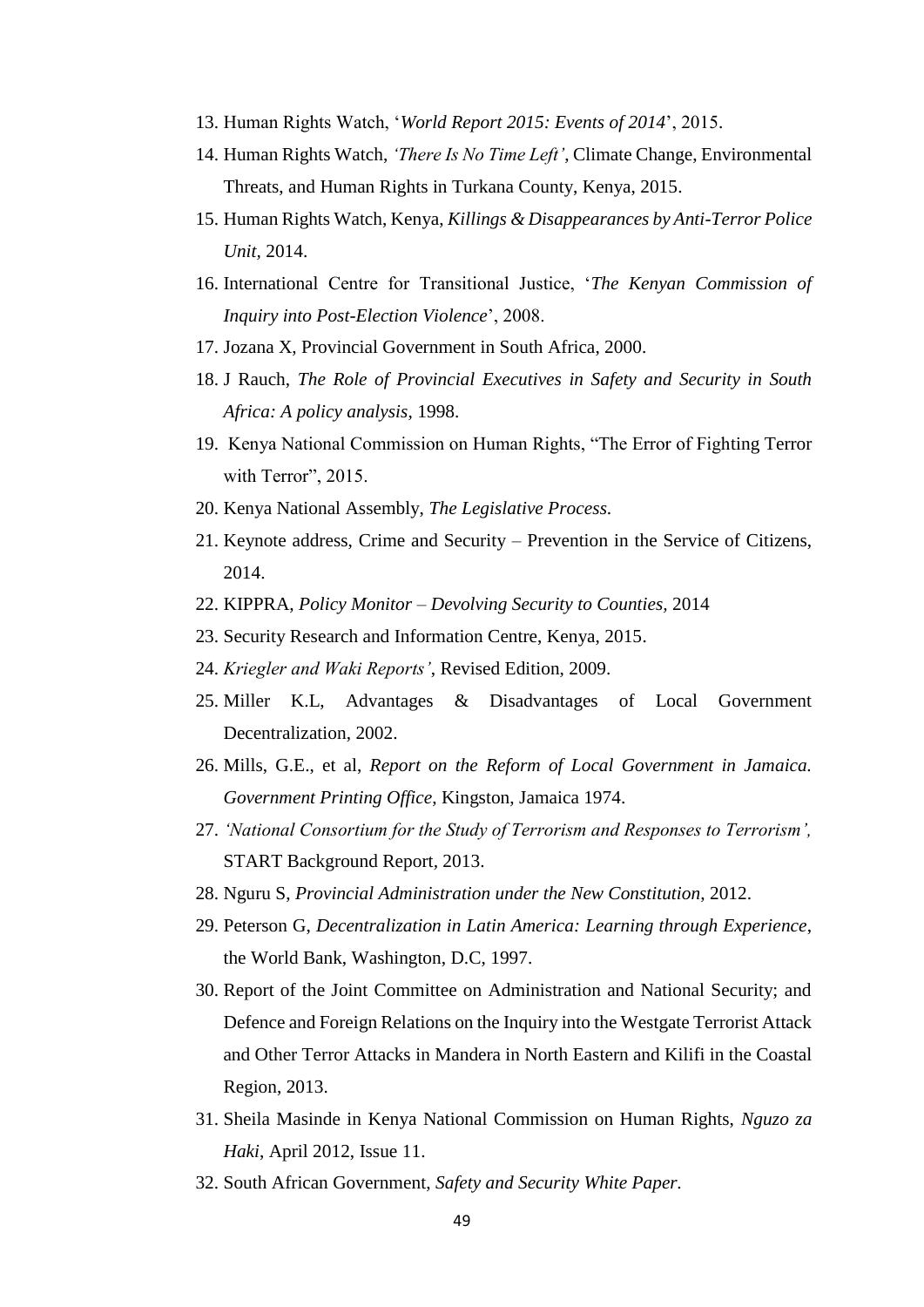13. Human Rights Watch, '*World Report 2015: Events of 2014*', 2015.
14. Human Rights Watch, *'There Is No Time Left'*, Climate Change, Environmental Threats, and Human Rights in Turkana County, Kenya, 2015.
15. Human Rights Watch, Kenya, *Killings & Disappearances by Anti-Terror Police Unit,* 2014.
16. International Centre for Transitional Justice, '*The Kenyan Commission of Inquiry into Post-Election Violence*', 2008.
17. Jozana X, Provincial Government in South Africa, 2000.
18. J Rauch, *The Role of Provincial Executives in Safety and Security in South Africa: A policy analysis,* 1998.
19. Kenya National Commission on Human Rights, "The Error of Fighting Terror with Terror", 2015.
20. Kenya National Assembly, *The Legislative Process.*
21. Keynote address, Crime and Security – Prevention in the Service of Citizens, 2014.
22. KIPPRA, *Policy Monitor – Devolving Security to Counties,* 2014
23. Security Research and Information Centre, Kenya, 2015.
24. *Kriegler and Waki Reports'*, Revised Edition, 2009.
25. Miller K.L, Advantages & Disadvantages of Local Government Decentralization, 2002.
26. Mills, G.E., et al, *Report on the Reform of Local Government in Jamaica. Government Printing Office*, Kingston, Jamaica 1974.
27. *'National Consortium for the Study of Terrorism and Responses to Terrorism',* START Background Report, 2013.
28. Nguru S, *Provincial Administration under the New Constitution*, 2012.
29. Peterson G, *Decentralization in Latin America: Learning through Experience*, the World Bank, Washington, D.C, 1997.
30. Report of the Joint Committee on Administration and National Security; and Defence and Foreign Relations on the Inquiry into the Westgate Terrorist Attack and Other Terror Attacks in Mandera in North Eastern and Kilifi in the Coastal Region, 2013.
31. Sheila Masinde in Kenya National Commission on Human Rights, *Nguzo za Haki*, April 2012, Issue 11.
32. South African Government, *Safety and Security White Paper.*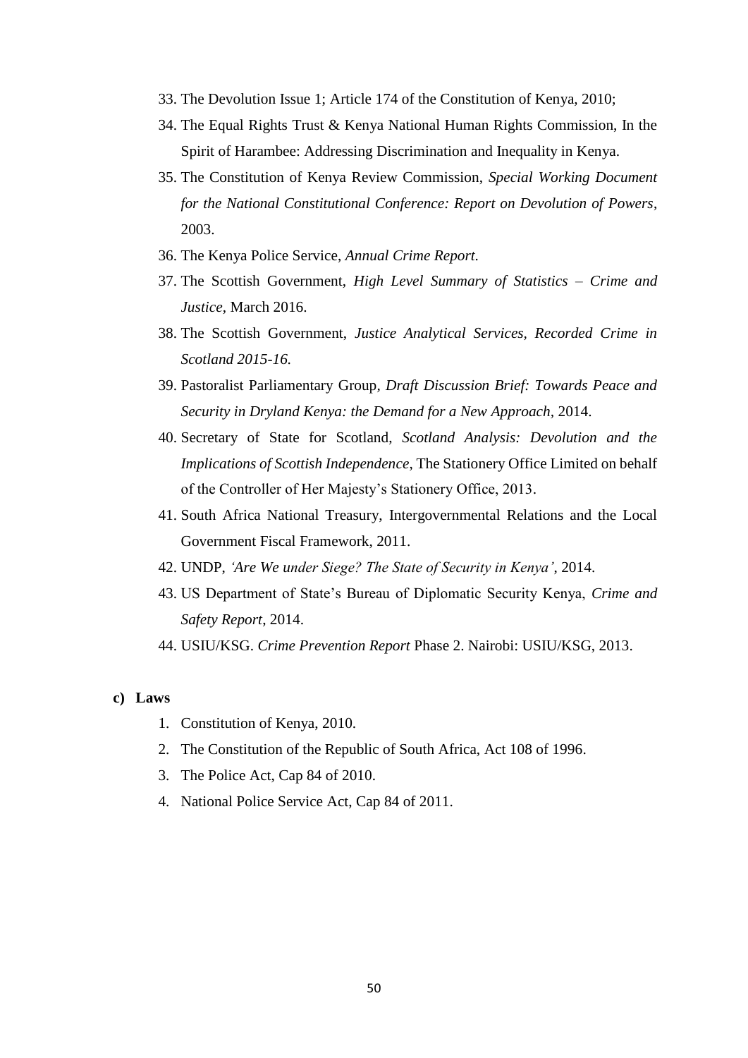33. The Devolution Issue 1; Article 174 of the Constitution of Kenya, 2010;
34. The Equal Rights Trust & Kenya National Human Rights Commission, In the Spirit of Harambee: Addressing Discrimination and Inequality in Kenya.
35. The Constitution of Kenya Review Commission, *Special Working Document for the National Constitutional Conference: Report on Devolution of Powers*, 2003.
36. The Kenya Police Service, *Annual Crime Report.*
37. The Scottish Government, *High Level Summary of Statistics – Crime and Justice*, March 2016.
38. The Scottish Government, *Justice Analytical Services, Recorded Crime in Scotland 2015-16.*
39. Pastoralist Parliamentary Group, *Draft Discussion Brief: Towards Peace and Security in Dryland Kenya: the Demand for a New Approach*, 2014.
40. Secretary of State for Scotland, *Scotland Analysis: Devolution and the Implications of Scottish Independence*, The Stationery Office Limited on behalf of the Controller of Her Majesty's Stationery Office, 2013.
41. South Africa National Treasury, Intergovernmental Relations and the Local Government Fiscal Framework, 2011.
42. UNDP, *'Are We under Siege? The State of Security in Kenya'*, 2014.
43. US Department of State's Bureau of Diplomatic Security Kenya, *Crime and Safety Report*, 2014.
44. USIU/KSG. *Crime Prevention Report* Phase 2. Nairobi: USIU/KSG, 2013.

**c) Laws**

1. Constitution of Kenya, 2010.
2. The Constitution of the Republic of South Africa, Act 108 of 1996.
3. The Police Act, Cap 84 of 2010.
4. National Police Service Act, Cap 84 of 2011.